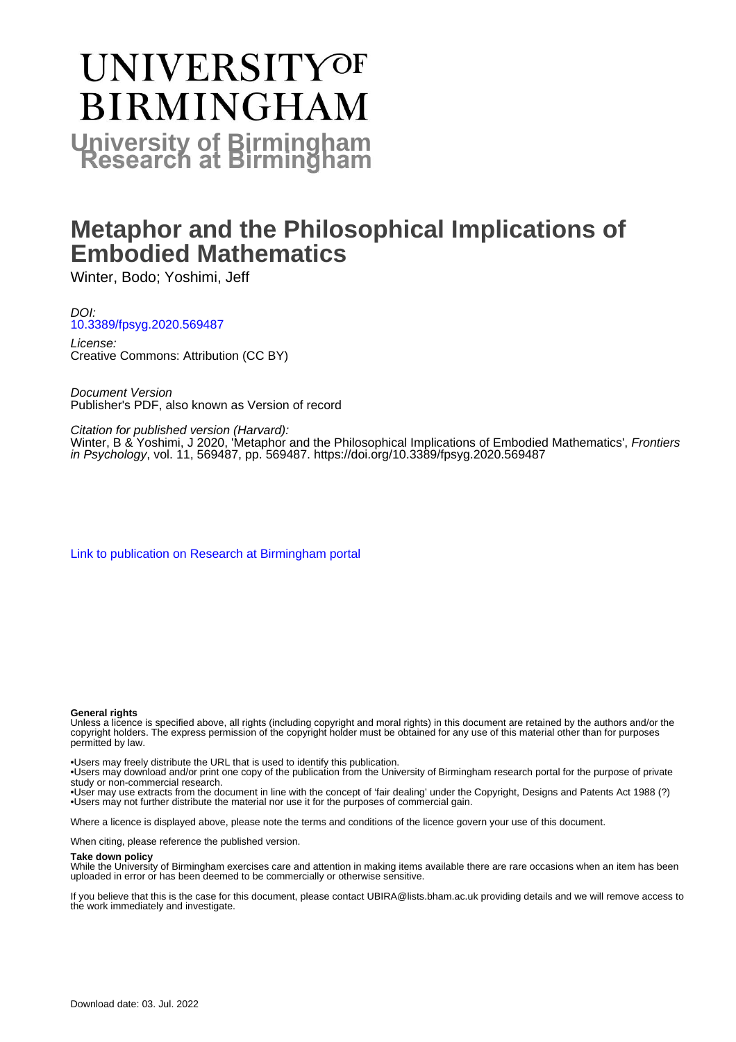# UNIVERSITY OF BIRMINGHAM

**University of Birmingham Research at Birmingham**

# Metaphor and the Philosophical Implications of Embodied Mathematics

Winter, Bodo; Yoshimi, Jeff

*DOI:*
10.3389/fpsyg.2020.569487

*License:*
Creative Commons: Attribution (CC BY)

*Document Version*
Publisher's PDF, also known as Version of record

*Citation for published version (Harvard):*
Winter, B & Yoshimi, J 2020, 'Metaphor and the Philosophical Implications of Embodied Mathematics', *Frontiers in Psychology*, vol. 11, 569487, pp. 569487. https://doi.org/10.3389/fpsyg.2020.569487

Link to publication on Research at Birmingham portal

**General rights**

Unless a licence is specified above, all rights (including copyright and moral rights) in this document are retained by the authors and/or the copyright holders. The express permission of the copyright holder must be obtained for any use of this material other than for purposes permitted by law.

- Users may freely distribute the URL that is used to identify this publication.
- Users may download and/or print one copy of the publication from the University of Birmingham research portal for the purpose of private study or non-commercial research.
- User may use extracts from the document in line with the concept of 'fair dealing' under the Copyright, Designs and Patents Act 1988 (?)
- Users may not further distribute the material nor use it for the purposes of commercial gain.

Where a licence is displayed above, please note the terms and conditions of the licence govern your use of this document.

When citing, please reference the published version.

**Take down policy**

While the University of Birmingham exercises care and attention in making items available there are rare occasions when an item has been uploaded in error or has been deemed to be commercially or otherwise sensitive.

If you believe that this is the case for this document, please contact UBIRA@lists.bham.ac.uk providing details and we will remove access to the work immediately and investigate.

Download date: 03. Jul. 2022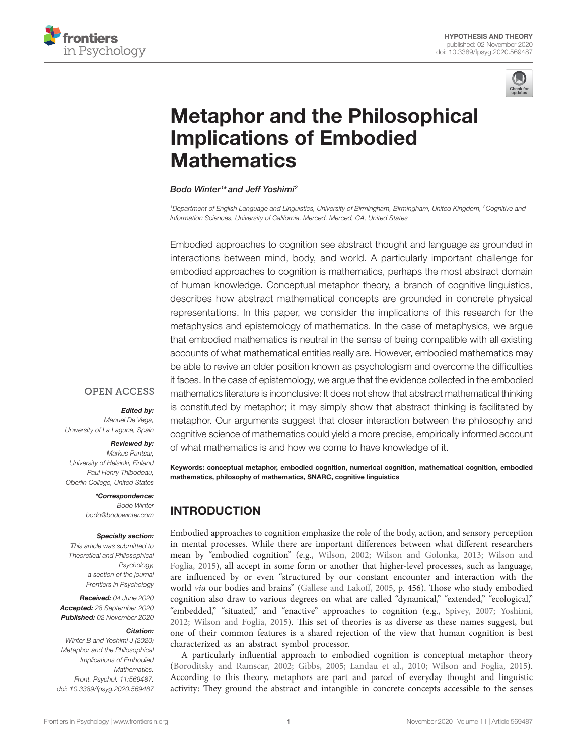# Metaphor and the Philosophical Implications of Embodied Mathematics

*Bodo Winter*[1]* *and Jeff Yoshimi*[2]

[1]Department of English Language and Linguistics, University of Birmingham, Birmingham, United Kingdom, [2]Cognitive and Information Sciences, University of California, Merced, Merced, CA, United States

Embodied approaches to cognition see abstract thought and language as grounded in interactions between mind, body, and world. A particularly important challenge for embodied approaches to cognition is mathematics, perhaps the most abstract domain of human knowledge. Conceptual metaphor theory, a branch of cognitive linguistics, describes how abstract mathematical concepts are grounded in concrete physical representations. In this paper, we consider the implications of this research for the metaphysics and epistemology of mathematics. In the case of metaphysics, we argue that embodied mathematics is neutral in the sense of being compatible with all existing accounts of what mathematical entities really are. However, embodied mathematics may be able to revive an older position known as psychologism and overcome the difficulties it faces. In the case of epistemology, we argue that the evidence collected in the embodied mathematics literature is inconclusive: It does not show that abstract mathematical thinking is constituted by metaphor; it may simply show that abstract thinking is facilitated by metaphor. Our arguments suggest that closer interaction between the philosophy and cognitive science of mathematics could yield a more precise, empirically informed account of what mathematics is and how we come to have knowledge of it.

**Keywords: conceptual metaphor, embodied cognition, numerical cognition, mathematical cognition, embodied mathematics, philosophy of mathematics, SNARC, cognitive linguistics**

OPEN ACCESS

***Edited by:***
*Manuel De Vega,*
*University of La Laguna, Spain*

***Reviewed by:***
*Markus Pantsar,*
*University of Helsinki, Finland*
*Paul Henry Thibodeau,*
*Oberlin College, United States*

***\*Correspondence:***
*Bodo Winter*
*bodo@bodowinter.com*

***Specialty section:***
*This article was submitted to Theoretical and Philosophical Psychology, a section of the journal Frontiers in Psychology*

***Received:*** *04 June 2020*
***Accepted:*** *28 September 2020*
***Published:*** *02 November 2020*

***Citation:***
*Winter B and Yoshimi J (2020) Metaphor and the Philosophical Implications of Embodied Mathematics. Front. Psychol. 11:569487. doi: 10.3389/fpsyg.2020.569487*

## INTRODUCTION

Embodied approaches to cognition emphasize the role of the body, action, and sensory perception in mental processes. While there are important differences between what different researchers mean by "embodied cognition" (e.g., Wilson, 2002; Wilson and Golonka, 2013; Wilson and Foglia, 2015), all accept in some form or another that higher-level processes, such as language, are influenced by or even "structured by our constant encounter and interaction with the world *via* our bodies and brains" (Gallese and Lakoff, 2005, p. 456). Those who study embodied cognition also draw to various degrees on what are called "dynamical," "extended," "ecological," "embedded," "situated," and "enactive" approaches to cognition (e.g., Spivey, 2007; Yoshimi, 2012; Wilson and Foglia, 2015). This set of theories is as diverse as these names suggest, but one of their common features is a shared rejection of the view that human cognition is best characterized as an abstract symbol processor.

A particularly influential approach to embodied cognition is conceptual metaphor theory (Boroditsky and Ramscar, 2002; Gibbs, 2005; Landau et al., 2010; Wilson and Foglia, 2015). According to this theory, metaphors are part and parcel of everyday thought and linguistic activity: They ground the abstract and intangible in concrete concepts accessible to the senses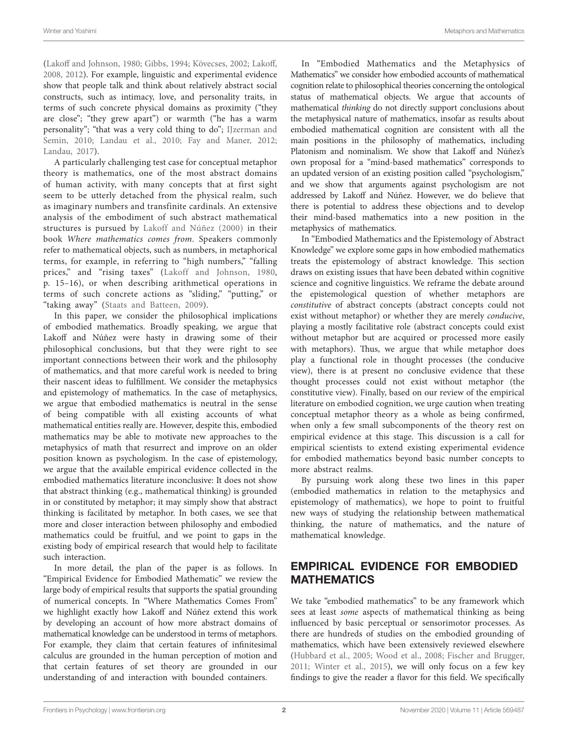(Lakoff and Johnson, 1980; Gibbs, 1994; Kövecses, 2002; Lakoff, 2008, 2012). For example, linguistic and experimental evidence show that people talk and think about relatively abstract social constructs, such as intimacy, love, and personality traits, in terms of such concrete physical domains as proximity ("they are close"; "they grew apart") or warmth ("he has a warm personality"; "that was a very cold thing to do"; IJzerman and Semin, 2010; Landau et al., 2010; Fay and Maner, 2012; Landau, 2017).

A particularly challenging test case for conceptual metaphor theory is mathematics, one of the most abstract domains of human activity, with many concepts that at first sight seem to be utterly detached from the physical realm, such as imaginary numbers and transfinite cardinals. An extensive analysis of the embodiment of such abstract mathematical structures is pursued by Lakoff and Núñez (2000) in their book *Where mathematics comes from*. Speakers commonly refer to mathematical objects, such as numbers, in metaphorical terms, for example, in referring to "high numbers," "falling prices," and "rising taxes" (Lakoff and Johnson, 1980, p. 15–16), or when describing arithmetical operations in terms of such concrete actions as "sliding," "putting," or "taking away" (Staats and Batteen, 2009).

In this paper, we consider the philosophical implications of embodied mathematics. Broadly speaking, we argue that Lakoff and Núñez were hasty in drawing some of their philosophical conclusions, but that they were right to see important connections between their work and the philosophy of mathematics, and that more careful work is needed to bring their nascent ideas to fulfillment. We consider the metaphysics and epistemology of mathematics. In the case of metaphysics, we argue that embodied mathematics is neutral in the sense of being compatible with all existing accounts of what mathematical entities really are. However, despite this, embodied mathematics may be able to motivate new approaches to the metaphysics of math that resurrect and improve on an older position known as psychologism. In the case of epistemology, we argue that the available empirical evidence collected in the embodied mathematics literature inconclusive: It does not show that abstract thinking (e.g., mathematical thinking) is grounded in or constituted by metaphor; it may simply show that abstract thinking is facilitated by metaphor. In both cases, we see that more and closer interaction between philosophy and embodied mathematics could be fruitful, and we point to gaps in the existing body of empirical research that would help to facilitate such interaction.

In more detail, the plan of the paper is as follows. In "Empirical Evidence for Embodied Mathematic" we review the large body of empirical results that supports the spatial grounding of numerical concepts. In "Where Mathematics Comes From" we highlight exactly how Lakoff and Núñez extend this work by developing an account of how more abstract domains of mathematical knowledge can be understood in terms of metaphors. For example, they claim that certain features of infinitesimal calculus are grounded in the human perception of motion and that certain features of set theory are grounded in our understanding of and interaction with bounded containers.

In "Embodied Mathematics and the Metaphysics of Mathematics" we consider how embodied accounts of mathematical cognition relate to philosophical theories concerning the ontological status of mathematical objects. We argue that accounts of mathematical *thinking* do not directly support conclusions about the metaphysical nature of mathematics, insofar as results about embodied mathematical cognition are consistent with all the main positions in the philosophy of mathematics, including Platonism and nominalism. We show that Lakoff and Núñez's own proposal for a "mind-based mathematics" corresponds to an updated version of an existing position called "psychologism," and we show that arguments against psychologism are not addressed by Lakoff and Núñez. However, we do believe that there is potential to address these objections and to develop their mind-based mathematics into a new position in the metaphysics of mathematics.

In "Embodied Mathematics and the Epistemology of Abstract Knowledge" we explore some gaps in how embodied mathematics treats the epistemology of abstract knowledge. This section draws on existing issues that have been debated within cognitive science and cognitive linguistics. We reframe the debate around the epistemological question of whether metaphors are *constitutive* of abstract concepts (abstract concepts could not exist without metaphor) or whether they are merely *conducive*, playing a mostly facilitative role (abstract concepts could exist without metaphor but are acquired or processed more easily with metaphors). Thus, we argue that while metaphor does play a functional role in thought processes (the conducive view), there is at present no conclusive evidence that these thought processes could not exist without metaphor (the constitutive view). Finally, based on our review of the empirical literature on embodied cognition, we urge caution when treating conceptual metaphor theory as a whole as being confirmed, when only a few small subcomponents of the theory rest on empirical evidence at this stage. This discussion is a call for empirical scientists to extend existing experimental evidence for embodied mathematics beyond basic number concepts to more abstract realms.

By pursuing work along these two lines in this paper (embodied mathematics in relation to the metaphysics and epistemology of mathematics), we hope to point to fruitful new ways of studying the relationship between mathematical thinking, the nature of mathematics, and the nature of mathematical knowledge.

## EMPIRICAL EVIDENCE FOR EMBODIED MATHEMATICS

We take "embodied mathematics" to be any framework which sees at least *some* aspects of mathematical thinking as being influenced by basic perceptual or sensorimotor processes. As there are hundreds of studies on the embodied grounding of mathematics, which have been extensively reviewed elsewhere (Hubbard et al., 2005; Wood et al., 2008; Fischer and Brugger, 2011; Winter et al., 2015), we will only focus on a few key findings to give the reader a flavor for this field. We specifically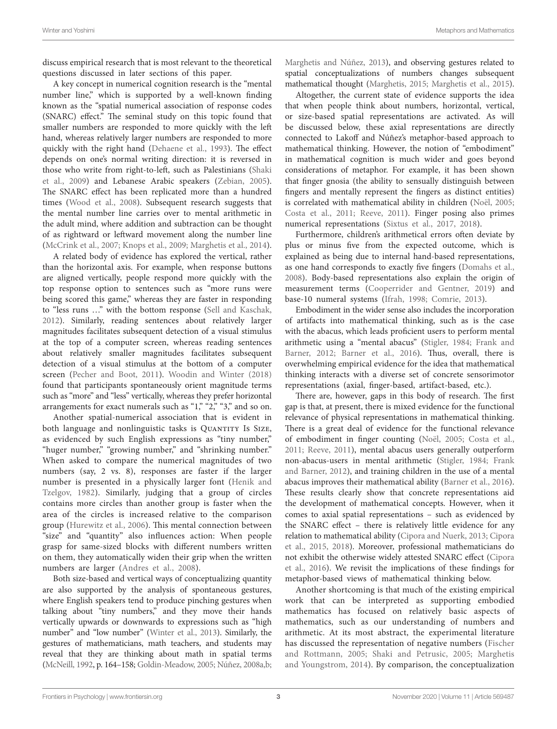discuss empirical research that is most relevant to the theoretical questions discussed in later sections of this paper.

A key concept in numerical cognition research is the "mental number line," which is supported by a well-known finding known as the "spatial numerical association of response codes (SNARC) effect." The seminal study on this topic found that smaller numbers are responded to more quickly with the left hand, whereas relatively larger numbers are responded to more quickly with the right hand (Dehaene et al., 1993). The effect depends on one's normal writing direction: it is reversed in those who write from right-to-left, such as Palestinians (Shaki et al., 2009) and Lebanese Arabic speakers (Zebian, 2005). The SNARC effect has been replicated more than a hundred times (Wood et al., 2008). Subsequent research suggests that the mental number line carries over to mental arithmetic in the adult mind, where addition and subtraction can be thought of as rightward or leftward movement along the number line (McCrink et al., 2007; Knops et al., 2009; Marghetis et al., 2014).

A related body of evidence has explored the vertical, rather than the horizontal axis. For example, when response buttons are aligned vertically, people respond more quickly with the top response option to sentences such as "more runs were being scored this game," whereas they are faster in responding to "less runs …" with the bottom response (Sell and Kaschak, 2012). Similarly, reading sentences about relatively larger magnitudes facilitates subsequent detection of a visual stimulus at the top of a computer screen, whereas reading sentences about relatively smaller magnitudes facilitates subsequent detection of a visual stimulus at the bottom of a computer screen (Pecher and Boot, 2011). Woodin and Winter (2018) found that participants spontaneously orient magnitude terms such as "more" and "less" vertically, whereas they prefer horizontal arrangements for exact numerals such as "1," "2," "3," and so on.

Another spatial-numerical association that is evident in both language and nonlinguistic tasks is QUANTITY IS SIZE, as evidenced by such English expressions as "tiny number," "huger number," "growing number," and "shrinking number." When asked to compare the numerical magnitudes of two numbers (say, 2 vs. 8), responses are faster if the larger number is presented in a physically larger font (Henik and Tzelgov, 1982). Similarly, judging that a group of circles contains more circles than another group is faster when the area of the circles is increased relative to the comparison group (Hurewitz et al., 2006). This mental connection between "size" and "quantity" also influences action: When people grasp for same-sized blocks with different numbers written on them, they automatically widen their grip when the written numbers are larger (Andres et al., 2008).

Both size-based and vertical ways of conceptualizing quantity are also supported by the analysis of spontaneous gestures, where English speakers tend to produce pinching gestures when talking about "tiny numbers," and they move their hands vertically upwards or downwards to expressions such as "high number" and "low number" (Winter et al., 2013). Similarly, the gestures of mathematicians, math teachers, and students may reveal that they are thinking about math in spatial terms (McNeill, 1992, p. 164–158; Goldin-Meadow, 2005; Núñez, 2008a,b; Marghetis and Núñez, 2013), and observing gestures related to spatial conceptualizations of numbers changes subsequent mathematical thought (Marghetis, 2015; Marghetis et al., 2015).

Altogether, the current state of evidence supports the idea that when people think about numbers, horizontal, vertical, or size-based spatial representations are activated. As will be discussed below, these axial representations are directly connected to Lakoff and Núñez's metaphor-based approach to mathematical thinking. However, the notion of "embodiment" in mathematical cognition is much wider and goes beyond considerations of metaphor. For example, it has been shown that finger gnosia (the ability to sensually distinguish between fingers and mentally represent the fingers as distinct entities) is correlated with mathematical ability in children (Noël, 2005; Costa et al., 2011; Reeve, 2011). Finger posing also primes numerical representations (Sixtus et al., 2017, 2018).

Furthermore, children's arithmetical errors often deviate by plus or minus five from the expected outcome, which is explained as being due to internal hand-based representations, as one hand corresponds to exactly five fingers (Domahs et al., 2008). Body-based representations also explain the origin of measurement terms (Cooperrider and Gentner, 2019) and base-10 numeral systems (Ifrah, 1998; Comrie, 2013).

Embodiment in the wider sense also includes the incorporation of artifacts into mathematical thinking, such as is the case with the abacus, which leads proficient users to perform mental arithmetic using a "mental abacus" (Stigler, 1984; Frank and Barner, 2012; Barner et al., 2016). Thus, overall, there is overwhelming empirical evidence for the idea that mathematical thinking interacts with a diverse set of concrete sensorimotor representations (axial, finger-based, artifact-based, etc.).

There are, however, gaps in this body of research. The first gap is that, at present, there is mixed evidence for the functional relevance of physical representations in mathematical thinking. There is a great deal of evidence for the functional relevance of embodiment in finger counting (Noël, 2005; Costa et al., 2011; Reeve, 2011), mental abacus users generally outperform non-abacus-users in mental arithmetic (Stigler, 1984; Frank and Barner, 2012), and training children in the use of a mental abacus improves their mathematical ability (Barner et al., 2016). These results clearly show that concrete representations aid the development of mathematical concepts. However, when it comes to axial spatial representations – such as evidenced by the SNARC effect – there is relatively little evidence for any relation to mathematical ability (Cipora and Nuerk, 2013; Cipora et al., 2015, 2018). Moreover, professional mathematicians do not exhibit the otherwise widely attested SNARC effect (Cipora et al., 2016). We revisit the implications of these findings for metaphor-based views of mathematical thinking below.

Another shortcoming is that much of the existing empirical work that can be interpreted as supporting embodied mathematics has focused on relatively basic aspects of mathematics, such as our understanding of numbers and arithmetic. At its most abstract, the experimental literature has discussed the representation of negative numbers (Fischer and Rottmann, 2005; Shaki and Petrusic, 2005; Marghetis and Youngstrom, 2014). By comparison, the conceptualization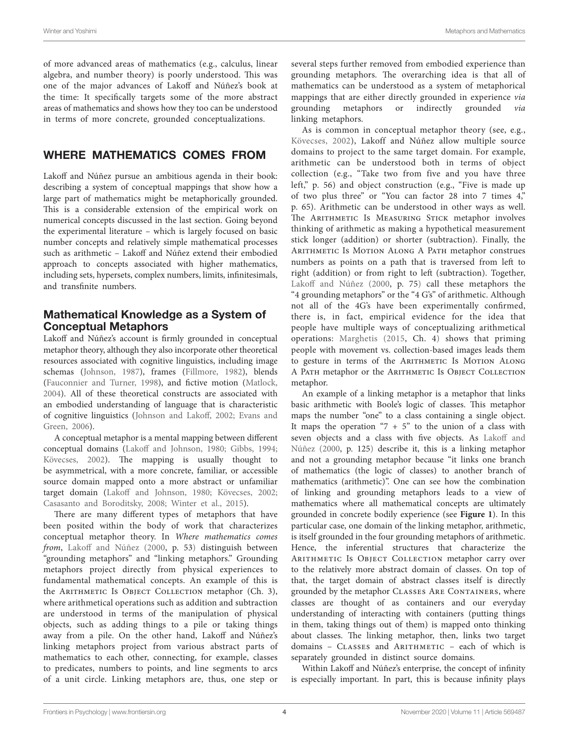of more advanced areas of mathematics (e.g., calculus, linear algebra, and number theory) is poorly understood. This was one of the major advances of Lakoff and Núñez's book at the time: It specifically targets some of the more abstract areas of mathematics and shows how they too can be understood in terms of more concrete, grounded conceptualizations.

## WHERE MATHEMATICS COMES FROM

Lakoff and Núñez pursue an ambitious agenda in their book: describing a system of conceptual mappings that show how a large part of mathematics might be metaphorically grounded. This is a considerable extension of the empirical work on numerical concepts discussed in the last section. Going beyond the experimental literature – which is largely focused on basic number concepts and relatively simple mathematical processes such as arithmetic – Lakoff and Núñez extend their embodied approach to concepts associated with higher mathematics, including sets, hypersets, complex numbers, limits, infinitesimals, and transfinite numbers.

### Mathematical Knowledge as a System of Conceptual Metaphors

Lakoff and Núñez's account is firmly grounded in conceptual metaphor theory, although they also incorporate other theoretical resources associated with cognitive linguistics, including image schemas (Johnson, 1987), frames (Fillmore, 1982), blends (Fauconnier and Turner, 1998), and fictive motion (Matlock, 2004). All of these theoretical constructs are associated with an embodied understanding of language that is characteristic of cognitive linguistics (Johnson and Lakoff, 2002; Evans and Green, 2006).

A conceptual metaphor is a mental mapping between different conceptual domains (Lakoff and Johnson, 1980; Gibbs, 1994; Kövecses, 2002). The mapping is usually thought to be asymmetrical, with a more concrete, familiar, or accessible source domain mapped onto a more abstract or unfamiliar target domain (Lakoff and Johnson, 1980; Kövecses, 2002; Casasanto and Boroditsky, 2008; Winter et al., 2015).

There are many different types of metaphors that have been posited within the body of work that characterizes conceptual metaphor theory. In *Where mathematics comes from*, Lakoff and Núñez (2000, p. 53) distinguish between "grounding metaphors" and "linking metaphors." Grounding metaphors project directly from physical experiences to fundamental mathematical concepts. An example of this is the Arithmetic Is Object Collection metaphor (Ch. 3), where arithmetical operations such as addition and subtraction are understood in terms of the manipulation of physical objects, such as adding things to a pile or taking things away from a pile. On the other hand, Lakoff and Núñez's linking metaphors project from various abstract parts of mathematics to each other, connecting, for example, classes to predicates, numbers to points, and line segments to arcs of a unit circle. Linking metaphors are, thus, one step or several steps further removed from embodied experience than grounding metaphors. The overarching idea is that all of mathematics can be understood as a system of metaphorical mappings that are either directly grounded in experience *via* grounding metaphors or indirectly grounded *via* linking metaphors.

As is common in conceptual metaphor theory (see, e.g., Kövecses, 2002), Lakoff and Núñez allow multiple source domains to project to the same target domain. For example, arithmetic can be understood both in terms of object collection (e.g., "Take two from five and you have three left," p. 56) and object construction (e.g., "Five is made up of two plus three" or "You can factor 28 into 7 times 4," p. 65). Arithmetic can be understood in other ways as well. The Arithmetic Is Measuring Stick metaphor involves thinking of arithmetic as making a hypothetical measurement stick longer (addition) or shorter (subtraction). Finally, the Arithmetic Is Motion Along A Path metaphor construes numbers as points on a path that is traversed from left to right (addition) or from right to left (subtraction). Together, Lakoff and Núñez (2000, p. 75) call these metaphors the "4 grounding metaphors" or the "4 G's" of arithmetic. Although not all of the 4G's have been experimentally confirmed, there is, in fact, empirical evidence for the idea that people have multiple ways of conceptualizing arithmetical operations: Marghetis (2015, Ch. 4) shows that priming people with movement vs. collection-based images leads them to gesture in terms of the Arithmetic Is Motion Along A Path metaphor or the Arithmetic Is Object Collection metaphor.

An example of a linking metaphor is a metaphor that links basic arithmetic with Boole's logic of classes. This metaphor maps the number "one" to a class containing a single object. It maps the operation "7 + 5" to the union of a class with seven objects and a class with five objects. As Lakoff and Núñez (2000, p. 125) describe it, this is a linking metaphor and not a grounding metaphor because "it links one branch of mathematics (the logic of classes) to another branch of mathematics (arithmetic)". One can see how the combination of linking and grounding metaphors leads to a view of mathematics where all mathematical concepts are ultimately grounded in concrete bodily experience (see **Figure 1**). In this particular case, one domain of the linking metaphor, arithmetic, is itself grounded in the four grounding metaphors of arithmetic. Hence, the inferential structures that characterize the Arithmetic Is Object Collection metaphor carry over to the relatively more abstract domain of classes. On top of that, the target domain of abstract classes itself is directly grounded by the metaphor Classes Are Containers, where classes are thought of as containers and our everyday understanding of interacting with containers (putting things in them, taking things out of them) is mapped onto thinking about classes. The linking metaphor, then, links two target domains – Classes and Arithmetic – each of which is separately grounded in distinct source domains.

Within Lakoff and Núñez's enterprise, the concept of infinity is especially important. In part, this is because infinity plays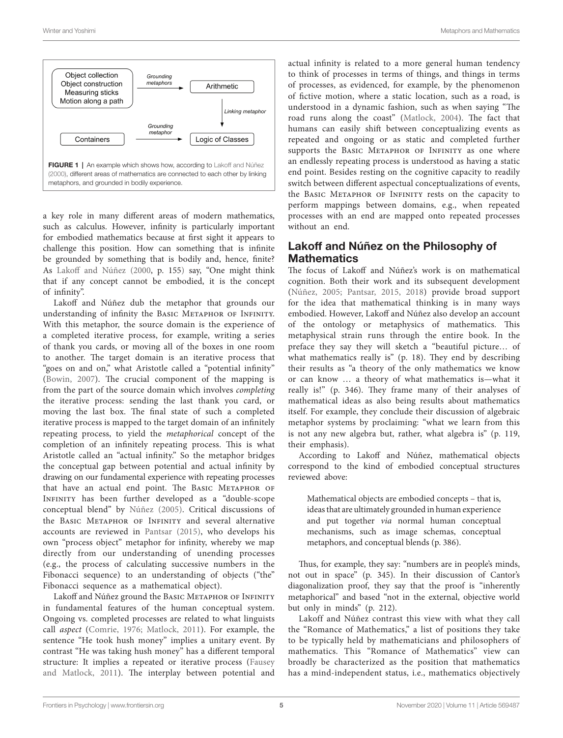FIGURE 1 | An example which shows how, according to Lakoff and Núñez (2000), different areas of mathematics are connected to each other by linking metaphors, and grounded in bodily experience.

a key role in many different areas of modern mathematics, such as calculus. However, infinity is particularly important for embodied mathematics because at first sight it appears to challenge this position. How can something that is infinite be grounded by something that is bodily and, hence, finite? As Lakoff and Núñez (2000, p. 155) say, "One might think that if any concept cannot be embodied, it is the concept of infinity".

Lakoff and Núñez dub the metaphor that grounds our understanding of infinity the Basic Metaphor of Infinity. With this metaphor, the source domain is the experience of a completed iterative process, for example, writing a series of thank you cards, or moving all of the boxes in one room to another. The target domain is an iterative process that "goes on and on," what Aristotle called a "potential infinity" (Bowin, 2007). The crucial component of the mapping is from the part of the source domain which involves *completing* the iterative process: sending the last thank you card, or moving the last box. The final state of such a completed iterative process is mapped to the target domain of an infinitely repeating process, to yield the *metaphorical* concept of the completion of an infinitely repeating process. This is what Aristotle called an "actual infinity." So the metaphor bridges the conceptual gap between potential and actual infinity by drawing on our fundamental experience with repeating processes that have an actual end point. The Basic Metaphor of Infinity has been further developed as a "double-scope conceptual blend" by Núñez (2005). Critical discussions of the Basic Metaphor of Infinity and several alternative accounts are reviewed in Pantsar (2015), who develops his own "process object" metaphor for infinity, whereby we map directly from our understanding of unending processes (e.g., the process of calculating successive numbers in the Fibonacci sequence) to an understanding of objects ("the" Fibonacci sequence as a mathematical object).

Lakoff and Núñez ground the Basic Metaphor of Infinity in fundamental features of the human conceptual system. Ongoing vs. completed processes are related to what linguists call *aspect* (Comrie, 1976; Matlock, 2011). For example, the sentence "He took hush money" implies a unitary event. By contrast "He was taking hush money" has a different temporal structure: It implies a repeated or iterative process (Fausey and Matlock, 2011). The interplay between potential and actual infinity is related to a more general human tendency to think of processes in terms of things, and things in terms of processes, as evidenced, for example, by the phenomenon of fictive motion, where a static location, such as a road, is understood in a dynamic fashion, such as when saying "The road runs along the coast" (Matlock, 2004). The fact that humans can easily shift between conceptualizing events as repeated and ongoing or as static and completed further supports the Basic Metaphor of Infinity as one where an endlessly repeating process is understood as having a static end point. Besides resting on the cognitive capacity to readily switch between different aspectual conceptualizations of events, the Basic Metaphor of Infinity rests on the capacity to perform mappings between domains, e.g., when repeated processes with an end are mapped onto repeated processes without an end.

## Lakoff and Núñez on the Philosophy of Mathematics

The focus of Lakoff and Núñez's work is on mathematical cognition. Both their work and its subsequent development (Núñez, 2005; Pantsar, 2015, 2018) provide broad support for the idea that mathematical thinking is in many ways embodied. However, Lakoff and Núñez also develop an account of the ontology or metaphysics of mathematics. This metaphysical strain runs through the entire book. In the preface they say they will sketch a "beautiful picture… of what mathematics really is" (p. 18). They end by describing their results as "a theory of the only mathematics we know or can know … a theory of what mathematics is—what it really is!" (p. 346). They frame many of their analyses of mathematical ideas as also being results about mathematics itself. For example, they conclude their discussion of algebraic metaphor systems by proclaiming: "what we learn from this is not any new algebra but, rather, what algebra is" (p. 119, their emphasis).

According to Lakoff and Núñez, mathematical objects correspond to the kind of embodied conceptual structures reviewed above:

> Mathematical objects are embodied concepts – that is, ideas that are ultimately grounded in human experience and put together *via* normal human conceptual mechanisms, such as image schemas, conceptual metaphors, and conceptual blends (p. 386).

Thus, for example, they say: "numbers are in people's minds, not out in space" (p. 345). In their discussion of Cantor's diagonalization proof, they say that the proof is "inherently metaphorical" and based "not in the external, objective world but only in minds" (p. 212).

Lakoff and Núñez contrast this view with what they call the "Romance of Mathematics," a list of positions they take to be typically held by mathematicians and philosophers of mathematics. This "Romance of Mathematics" view can broadly be characterized as the position that mathematics has a mind-independent status, i.e., mathematics objectively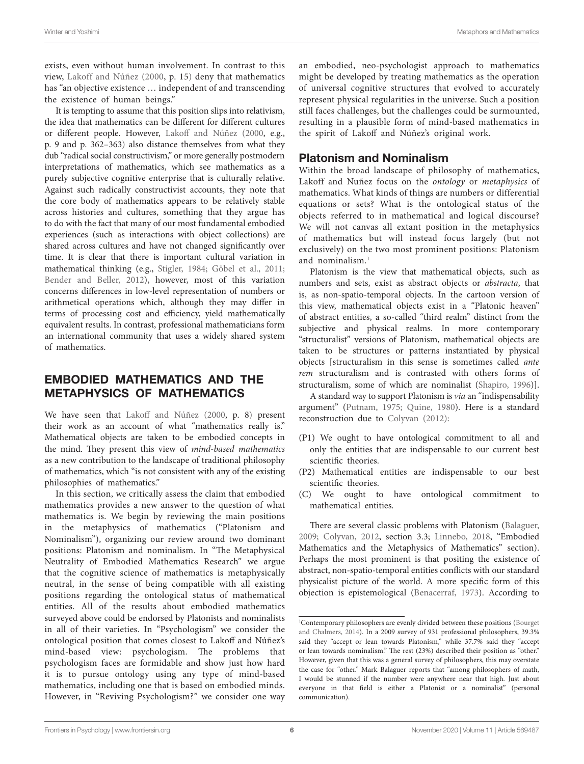exists, even without human involvement. In contrast to this view, Lakoff and Núñez (2000, p. 15) deny that mathematics has "an objective existence … independent of and transcending the existence of human beings."

It is tempting to assume that this position slips into relativism, the idea that mathematics can be different for different cultures or different people. However, Lakoff and Núñez (2000, e.g., p. 9 and p. 362–363) also distance themselves from what they dub "radical social constructivism," or more generally postmodern interpretations of mathematics, which see mathematics as a purely subjective cognitive enterprise that is culturally relative. Against such radically constructivist accounts, they note that the core body of mathematics appears to be relatively stable across histories and cultures, something that they argue has to do with the fact that many of our most fundamental embodied experiences (such as interactions with object collections) are shared across cultures and have not changed significantly over time. It is clear that there is important cultural variation in mathematical thinking (e.g., Stigler, 1984; Göbel et al., 2011; Bender and Beller, 2012), however, most of this variation concerns differences in low-level representation of numbers or arithmetical operations which, although they may differ in terms of processing cost and efficiency, yield mathematically equivalent results. In contrast, professional mathematicians form an international community that uses a widely shared system of mathematics.

## EMBODIED MATHEMATICS AND THE METAPHYSICS OF MATHEMATICS

We have seen that Lakoff and Núñez (2000, p. 8) present their work as an account of what "mathematics really is." Mathematical objects are taken to be embodied concepts in the mind. They present this view of *mind-based mathematics* as a new contribution to the landscape of traditional philosophy of mathematics, which "is not consistent with any of the existing philosophies of mathematics."

In this section, we critically assess the claim that embodied mathematics provides a new answer to the question of what mathematics is. We begin by reviewing the main positions in the metaphysics of mathematics ("Platonism and Nominalism"), organizing our review around two dominant positions: Platonism and nominalism. In "The Metaphysical Neutrality of Embodied Mathematics Research" we argue that the cognitive science of mathematics is metaphysically neutral, in the sense of being compatible with all existing positions regarding the ontological status of mathematical entities. All of the results about embodied mathematics surveyed above could be endorsed by Platonists and nominalists in all of their varieties. In "Psychologism" we consider the ontological position that comes closest to Lakoff and Núñez's mind-based view: psychologism. The problems that psychologism faces are formidable and show just how hard it is to pursue ontology using any type of mind-based mathematics, including one that is based on embodied minds. However, in "Reviving Psychologism?" we consider one way an embodied, neo-psychologist approach to mathematics might be developed by treating mathematics as the operation of universal cognitive structures that evolved to accurately represent physical regularities in the universe. Such a position still faces challenges, but the challenges could be surmounted, resulting in a plausible form of mind-based mathematics in the spirit of Lakoff and Núñez's original work.

### Platonism and Nominalism

Within the broad landscape of philosophy of mathematics, Lakoff and Nuñez focus on the *ontology* or *metaphysics* of mathematics. What kinds of things are numbers or differential equations or sets? What is the ontological status of the objects referred to in mathematical and logical discourse? We will not canvas all extant position in the metaphysics of mathematics but will instead focus largely (but not exclusively) on the two most prominent positions: Platonism and nominalism.[1]

Platonism is the view that mathematical objects, such as numbers and sets, exist as abstract objects or *abstracta*, that is, as non-spatio-temporal objects. In the cartoon version of this view, mathematical objects exist in a "Platonic heaven" of abstract entities, a so-called "third realm" distinct from the subjective and physical realms. In more contemporary "structuralist" versions of Platonism, mathematical objects are taken to be structures or patterns instantiated by physical objects [structuralism in this sense is sometimes called *ante rem* structuralism and is contrasted with others forms of structuralism, some of which are nominalist (Shapiro, 1996)].

A standard way to support Platonism is *via* an "indispensability argument" (Putnam, 1975; Quine, 1980). Here is a standard reconstruction due to Colyvan (2012):

(P1) We ought to have ontological commitment to all and only the entities that are indispensable to our current best scientific theories.
(P2) Mathematical entities are indispensable to our best scientific theories.
(C) We ought to have ontological commitment to mathematical entities.

There are several classic problems with Platonism (Balaguer, 2009; Colyvan, 2012, section 3.3; Linnebo, 2018, "Embodied Mathematics and the Metaphysics of Mathematics" section). Perhaps the most prominent is that positing the existence of abstract, non-spatio-temporal entities conflicts with our standard physicalist picture of the world. A more specific form of this objection is epistemological (Benacerraf, 1973). According to

[1] Contemporary philosophers are evenly divided between these positions (Bourget and Chalmers, 2014). In a 2009 survey of 931 professional philosophers, 39.3% said they "accept or lean towards Platonism," while 37.7% said they "accept or lean towards nominalism." The rest (23%) described their position as "other." However, given that this was a general survey of philosophers, this may overstate the case for "other." Mark Balaguer reports that "among philosophers of math, I would be stunned if the number were anywhere near that high. Just about everyone in that field is either a Platonist or a nominalist" (personal communication).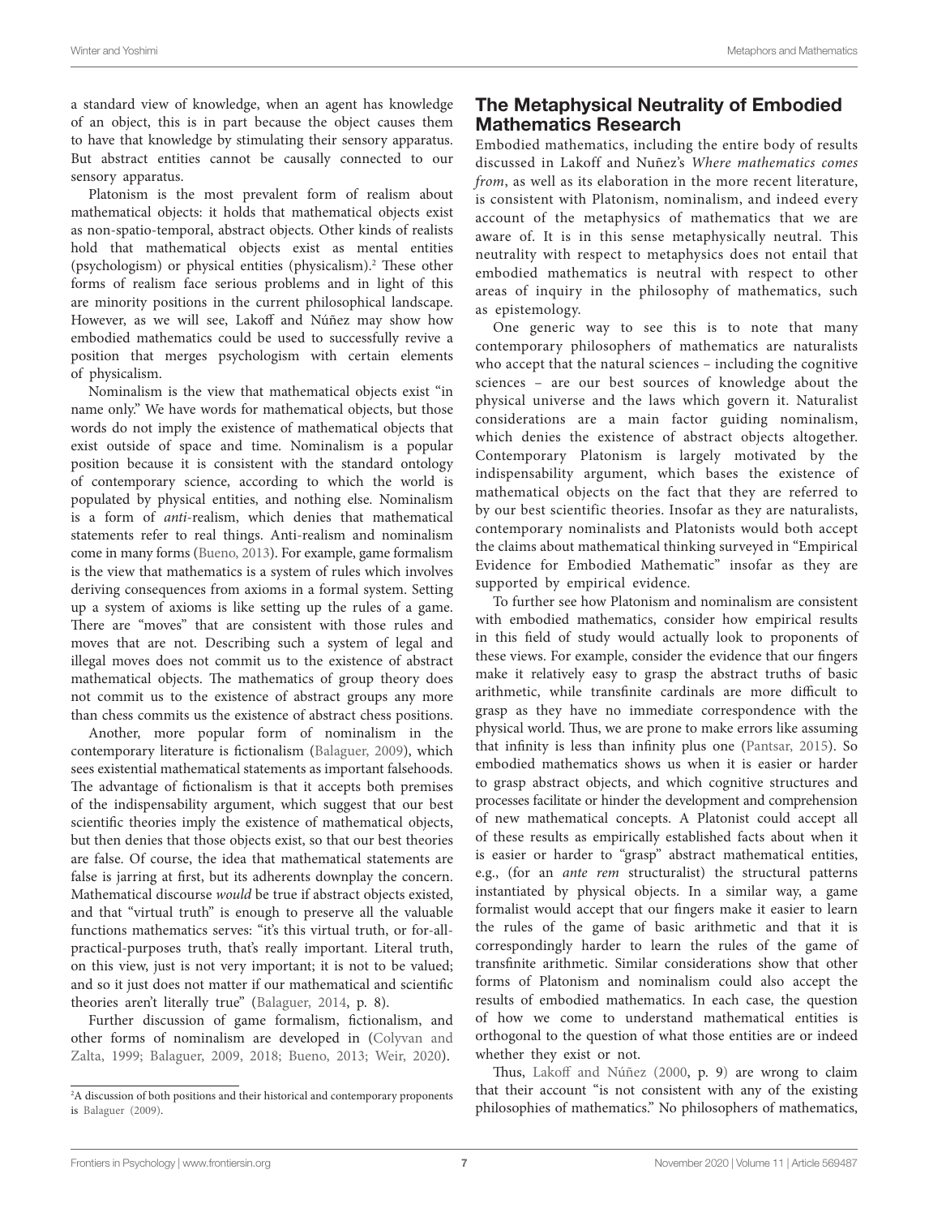a standard view of knowledge, when an agent has knowledge of an object, this is in part because the object causes them to have that knowledge by stimulating their sensory apparatus. But abstract entities cannot be causally connected to our sensory apparatus.

Platonism is the most prevalent form of realism about mathematical objects: it holds that mathematical objects exist as non-spatio-temporal, abstract objects. Other kinds of realists hold that mathematical objects exist as mental entities (psychologism) or physical entities (physicalism).[2] These other forms of realism face serious problems and in light of this are minority positions in the current philosophical landscape. However, as we will see, Lakoff and Núñez may show how embodied mathematics could be used to successfully revive a position that merges psychologism with certain elements of physicalism.

Nominalism is the view that mathematical objects exist "in name only." We have words for mathematical objects, but those words do not imply the existence of mathematical objects that exist outside of space and time. Nominalism is a popular position because it is consistent with the standard ontology of contemporary science, according to which the world is populated by physical entities, and nothing else. Nominalism is a form of *anti*-realism, which denies that mathematical statements refer to real things. Anti-realism and nominalism come in many forms (Bueno, 2013). For example, game formalism is the view that mathematics is a system of rules which involves deriving consequences from axioms in a formal system. Setting up a system of axioms is like setting up the rules of a game. There are "moves" that are consistent with those rules and moves that are not. Describing such a system of legal and illegal moves does not commit us to the existence of abstract mathematical objects. The mathematics of group theory does not commit us to the existence of abstract groups any more than chess commits us the existence of abstract chess positions.

Another, more popular form of nominalism in the contemporary literature is fictionalism (Balaguer, 2009), which sees existential mathematical statements as important falsehoods. The advantage of fictionalism is that it accepts both premises of the indispensability argument, which suggest that our best scientific theories imply the existence of mathematical objects, but then denies that those objects exist, so that our best theories are false. Of course, the idea that mathematical statements are false is jarring at first, but its adherents downplay the concern. Mathematical discourse *would* be true if abstract objects existed, and that "virtual truth" is enough to preserve all the valuable functions mathematics serves: "it's this virtual truth, or for-all-practical-purposes truth, that's really important. Literal truth, on this view, just is not very important; it is not to be valued; and so it just does not matter if our mathematical and scientific theories aren't literally true" (Balaguer, 2014, p. 8).

Further discussion of game formalism, fictionalism, and other forms of nominalism are developed in (Colyvan and Zalta, 1999; Balaguer, 2009, 2018; Bueno, 2013; Weir, 2020).

[2]A discussion of both positions and their historical and contemporary proponents is Balaguer (2009).

## The Metaphysical Neutrality of Embodied Mathematics Research

Embodied mathematics, including the entire body of results discussed in Lakoff and Nuñez's *Where mathematics comes from*, as well as its elaboration in the more recent literature, is consistent with Platonism, nominalism, and indeed every account of the metaphysics of mathematics that we are aware of. It is in this sense metaphysically neutral. This neutrality with respect to metaphysics does not entail that embodied mathematics is neutral with respect to other areas of inquiry in the philosophy of mathematics, such as epistemology.

One generic way to see this is to note that many contemporary philosophers of mathematics are naturalists who accept that the natural sciences – including the cognitive sciences – are our best sources of knowledge about the physical universe and the laws which govern it. Naturalist considerations are a main factor guiding nominalism, which denies the existence of abstract objects altogether. Contemporary Platonism is largely motivated by the indispensability argument, which bases the existence of mathematical objects on the fact that they are referred to by our best scientific theories. Insofar as they are naturalists, contemporary nominalists and Platonists would both accept the claims about mathematical thinking surveyed in "Empirical Evidence for Embodied Mathematic" insofar as they are supported by empirical evidence.

To further see how Platonism and nominalism are consistent with embodied mathematics, consider how empirical results in this field of study would actually look to proponents of these views. For example, consider the evidence that our fingers make it relatively easy to grasp the abstract truths of basic arithmetic, while transfinite cardinals are more difficult to grasp as they have no immediate correspondence with the physical world. Thus, we are prone to make errors like assuming that infinity is less than infinity plus one (Pantsar, 2015). So embodied mathematics shows us when it is easier or harder to grasp abstract objects, and which cognitive structures and processes facilitate or hinder the development and comprehension of new mathematical concepts. A Platonist could accept all of these results as empirically established facts about when it is easier or harder to "grasp" abstract mathematical entities, e.g., (for an *ante rem* structuralist) the structural patterns instantiated by physical objects. In a similar way, a game formalist would accept that our fingers make it easier to learn the rules of the game of basic arithmetic and that it is correspondingly harder to learn the rules of the game of transfinite arithmetic. Similar considerations show that other forms of Platonism and nominalism could also accept the results of embodied mathematics. In each case, the question of how we come to understand mathematical entities is orthogonal to the question of what those entities are or indeed whether they exist or not.

Thus, Lakoff and Núñez (2000, p. 9) are wrong to claim that their account "is not consistent with any of the existing philosophies of mathematics." No philosophers of mathematics,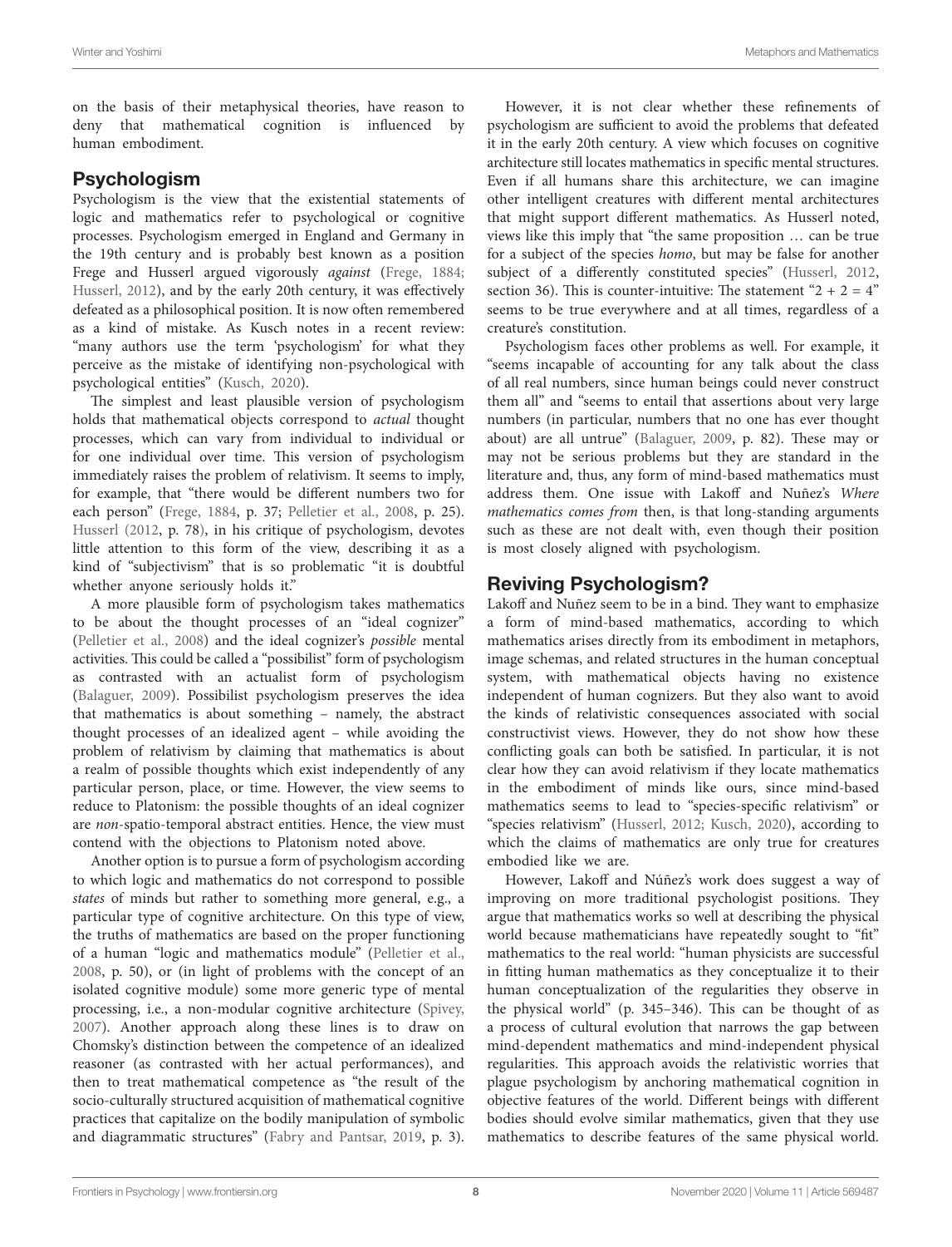on the basis of their metaphysical theories, have reason to deny that mathematical cognition is influenced by human embodiment.

## Psychologism

Psychologism is the view that the existential statements of logic and mathematics refer to psychological or cognitive processes. Psychologism emerged in England and Germany in the 19th century and is probably best known as a position Frege and Husserl argued vigorously *against* (Frege, 1884; Husserl, 2012), and by the early 20th century, it was effectively defeated as a philosophical position. It is now often remembered as a kind of mistake. As Kusch notes in a recent review: "many authors use the term 'psychologism' for what they perceive as the mistake of identifying non-psychological with psychological entities" (Kusch, 2020).

The simplest and least plausible version of psychologism holds that mathematical objects correspond to *actual* thought processes, which can vary from individual to individual or for one individual over time. This version of psychologism immediately raises the problem of relativism. It seems to imply, for example, that "there would be different numbers two for each person" (Frege, 1884, p. 37; Pelletier et al., 2008, p. 25). Husserl (2012, p. 78), in his critique of psychologism, devotes little attention to this form of the view, describing it as a kind of "subjectivism" that is so problematic "it is doubtful whether anyone seriously holds it."

A more plausible form of psychologism takes mathematics to be about the thought processes of an "ideal cognizer" (Pelletier et al., 2008) and the ideal cognizer's *possible* mental activities. This could be called a "possibilist" form of psychologism as contrasted with an actualist form of psychologism (Balaguer, 2009). Possibilist psychologism preserves the idea that mathematics is about something – namely, the abstract thought processes of an idealized agent – while avoiding the problem of relativism by claiming that mathematics is about a realm of possible thoughts which exist independently of any particular person, place, or time. However, the view seems to reduce to Platonism: the possible thoughts of an ideal cognizer are *non*-spatio-temporal abstract entities. Hence, the view must contend with the objections to Platonism noted above.

Another option is to pursue a form of psychologism according to which logic and mathematics do not correspond to possible *states* of minds but rather to something more general, e.g., a particular type of cognitive architecture. On this type of view, the truths of mathematics are based on the proper functioning of a human "logic and mathematics module" (Pelletier et al., 2008, p. 50), or (in light of problems with the concept of an isolated cognitive module) some more generic type of mental processing, i.e., a non-modular cognitive architecture (Spivey, 2007). Another approach along these lines is to draw on Chomsky's distinction between the competence of an idealized reasoner (as contrasted with her actual performances), and then to treat mathematical competence as "the result of the socio-culturally structured acquisition of mathematical cognitive practices that capitalize on the bodily manipulation of symbolic and diagrammatic structures" (Fabry and Pantsar, 2019, p. 3).

However, it is not clear whether these refinements of psychologism are sufficient to avoid the problems that defeated it in the early 20th century. A view which focuses on cognitive architecture still locates mathematics in specific mental structures. Even if all humans share this architecture, we can imagine other intelligent creatures with different mental architectures that might support different mathematics. As Husserl noted, views like this imply that "the same proposition … can be true for a subject of the species *homo*, but may be false for another subject of a differently constituted species" (Husserl, 2012, section 36). This is counter-intuitive: The statement "2 + 2 = 4" seems to be true everywhere and at all times, regardless of a creature's constitution.

Psychologism faces other problems as well. For example, it "seems incapable of accounting for any talk about the class of all real numbers, since human beings could never construct them all" and "seems to entail that assertions about very large numbers (in particular, numbers that no one has ever thought about) are all untrue" (Balaguer, 2009, p. 82). These may or may not be serious problems but they are standard in the literature and, thus, any form of mind-based mathematics must address them. One issue with Lakoff and Nuñez's *Where mathematics comes from* then, is that long-standing arguments such as these are not dealt with, even though their position is most closely aligned with psychologism.

## Reviving Psychologism?

Lakoff and Nuñez seem to be in a bind. They want to emphasize a form of mind-based mathematics, according to which mathematics arises directly from its embodiment in metaphors, image schemas, and related structures in the human conceptual system, with mathematical objects having no existence independent of human cognizers. But they also want to avoid the kinds of relativistic consequences associated with social constructivist views. However, they do not show how these conflicting goals can both be satisfied. In particular, it is not clear how they can avoid relativism if they locate mathematics in the embodiment of minds like ours, since mind-based mathematics seems to lead to "species-specific relativism" or "species relativism" (Husserl, 2012; Kusch, 2020), according to which the claims of mathematics are only true for creatures embodied like we are.

However, Lakoff and Núñez's work does suggest a way of improving on more traditional psychologist positions. They argue that mathematics works so well at describing the physical world because mathematicians have repeatedly sought to "fit" mathematics to the real world: "human physicists are successful in fitting human mathematics as they conceptualize it to their human conceptualization of the regularities they observe in the physical world" (p. 345–346). This can be thought of as a process of cultural evolution that narrows the gap between mind-dependent mathematics and mind-independent physical regularities. This approach avoids the relativistic worries that plague psychologism by anchoring mathematical cognition in objective features of the world. Different beings with different bodies should evolve similar mathematics, given that they use mathematics to describe features of the same physical world.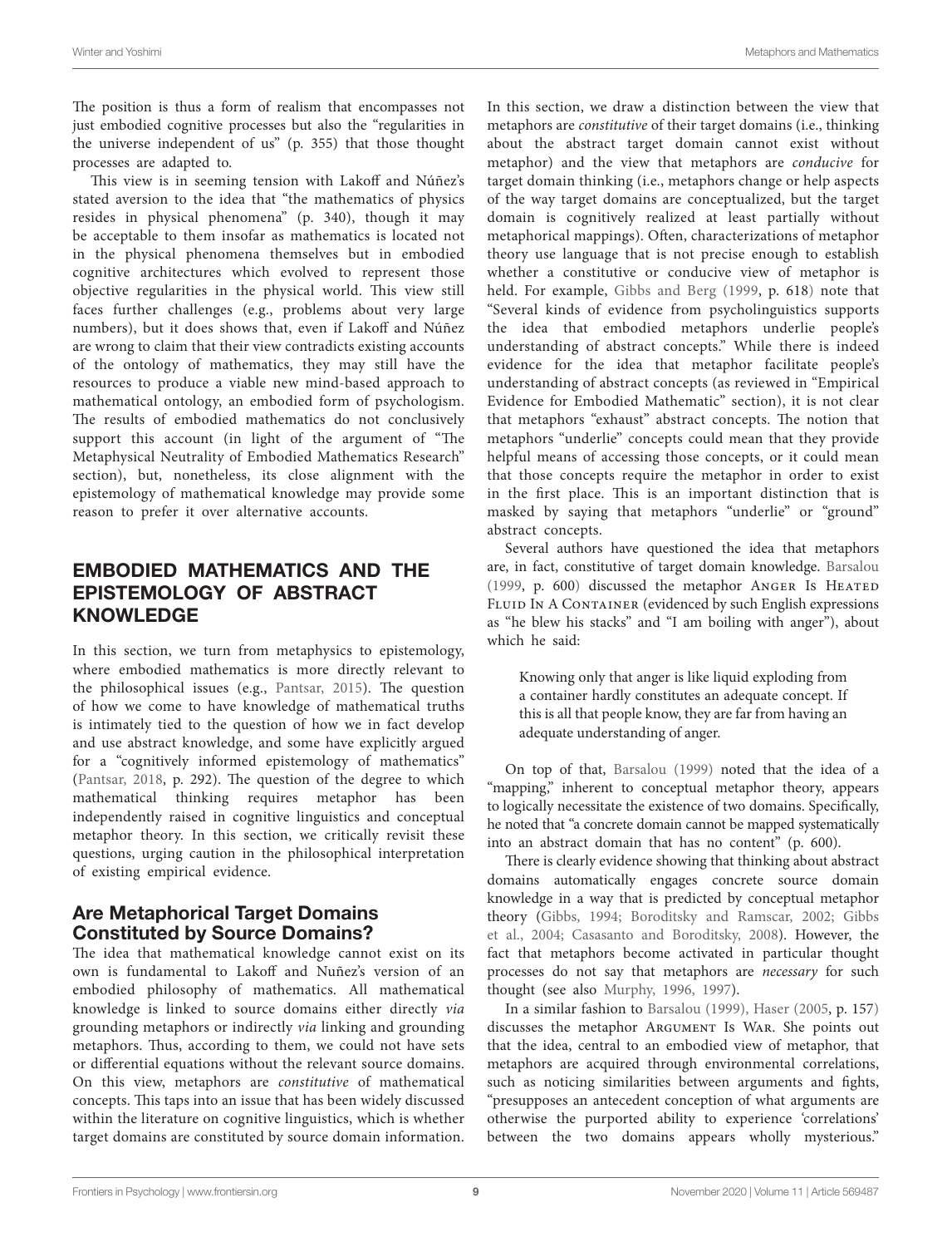The position is thus a form of realism that encompasses not just embodied cognitive processes but also the "regularities in the universe independent of us" (p. 355) that those thought processes are adapted to.

This view is in seeming tension with Lakoff and Núñez's stated aversion to the idea that "the mathematics of physics resides in physical phenomena" (p. 340), though it may be acceptable to them insofar as mathematics is located not in the physical phenomena themselves but in embodied cognitive architectures which evolved to represent those objective regularities in the physical world. This view still faces further challenges (e.g., problems about very large numbers), but it does shows that, even if Lakoff and Núñez are wrong to claim that their view contradicts existing accounts of the ontology of mathematics, they may still have the resources to produce a viable new mind-based approach to mathematical ontology, an embodied form of psychologism. The results of embodied mathematics do not conclusively support this account (in light of the argument of "The Metaphysical Neutrality of Embodied Mathematics Research" section), but, nonetheless, its close alignment with the epistemology of mathematical knowledge may provide some reason to prefer it over alternative accounts.

## EMBODIED MATHEMATICS AND THE EPISTEMOLOGY OF ABSTRACT KNOWLEDGE

In this section, we turn from metaphysics to epistemology, where embodied mathematics is more directly relevant to the philosophical issues (e.g., Pantsar, 2015). The question of how we come to have knowledge of mathematical truths is intimately tied to the question of how we in fact develop and use abstract knowledge, and some have explicitly argued for a "cognitively informed epistemology of mathematics" (Pantsar, 2018, p. 292). The question of the degree to which mathematical thinking requires metaphor has been independently raised in cognitive linguistics and conceptual metaphor theory. In this section, we critically revisit these questions, urging caution in the philosophical interpretation of existing empirical evidence.

### Are Metaphorical Target Domains Constituted by Source Domains?

The idea that mathematical knowledge cannot exist on its own is fundamental to Lakoff and Nuñez's version of an embodied philosophy of mathematics. All mathematical knowledge is linked to source domains either directly *via* grounding metaphors or indirectly *via* linking and grounding metaphors. Thus, according to them, we could not have sets or differential equations without the relevant source domains. On this view, metaphors are *constitutive* of mathematical concepts. This taps into an issue that has been widely discussed within the literature on cognitive linguistics, which is whether target domains are constituted by source domain information. In this section, we draw a distinction between the view that metaphors are *constitutive* of their target domains (i.e., thinking about the abstract target domain cannot exist without metaphor) and the view that metaphors are *conducive* for target domain thinking (i.e., metaphors change or help aspects of the way target domains are conceptualized, but the target domain is cognitively realized at least partially without metaphorical mappings). Often, characterizations of metaphor theory use language that is not precise enough to establish whether a constitutive or conducive view of metaphor is held. For example, Gibbs and Berg (1999, p. 618) note that "Several kinds of evidence from psycholinguistics supports the idea that embodied metaphors underlie people's understanding of abstract concepts." While there is indeed evidence for the idea that metaphor facilitate people's understanding of abstract concepts (as reviewed in "Empirical Evidence for Embodied Mathematic" section), it is not clear that metaphors "exhaust" abstract concepts. The notion that metaphors "underlie" concepts could mean that they provide helpful means of accessing those concepts, or it could mean that those concepts require the metaphor in order to exist in the first place. This is an important distinction that is masked by saying that metaphors "underlie" or "ground" abstract concepts.

Several authors have questioned the idea that metaphors are, in fact, constitutive of target domain knowledge. Barsalou (1999, p. 600) discussed the metaphor ANGER IS HEATED FLUID IN A CONTAINER (evidenced by such English expressions as "he blew his stacks" and "I am boiling with anger"), about which he said:

> Knowing only that anger is like liquid exploding from a container hardly constitutes an adequate concept. If this is all that people know, they are far from having an adequate understanding of anger.

On top of that, Barsalou (1999) noted that the idea of a "mapping," inherent to conceptual metaphor theory, appears to logically necessitate the existence of two domains. Specifically, he noted that "a concrete domain cannot be mapped systematically into an abstract domain that has no content" (p. 600).

There is clearly evidence showing that thinking about abstract domains automatically engages concrete source domain knowledge in a way that is predicted by conceptual metaphor theory (Gibbs, 1994; Boroditsky and Ramscar, 2002; Gibbs et al., 2004; Casasanto and Boroditsky, 2008). However, the fact that metaphors become activated in particular thought processes do not say that metaphors are *necessary* for such thought (see also Murphy, 1996, 1997).

In a similar fashion to Barsalou (1999), Haser (2005, p. 157) discusses the metaphor ARGUMENT IS WAR. She points out that the idea, central to an embodied view of metaphor, that metaphors are acquired through environmental correlations, such as noticing similarities between arguments and fights, "presupposes an antecedent conception of what arguments are otherwise the purported ability to experience 'correlations' between the two domains appears wholly mysterious."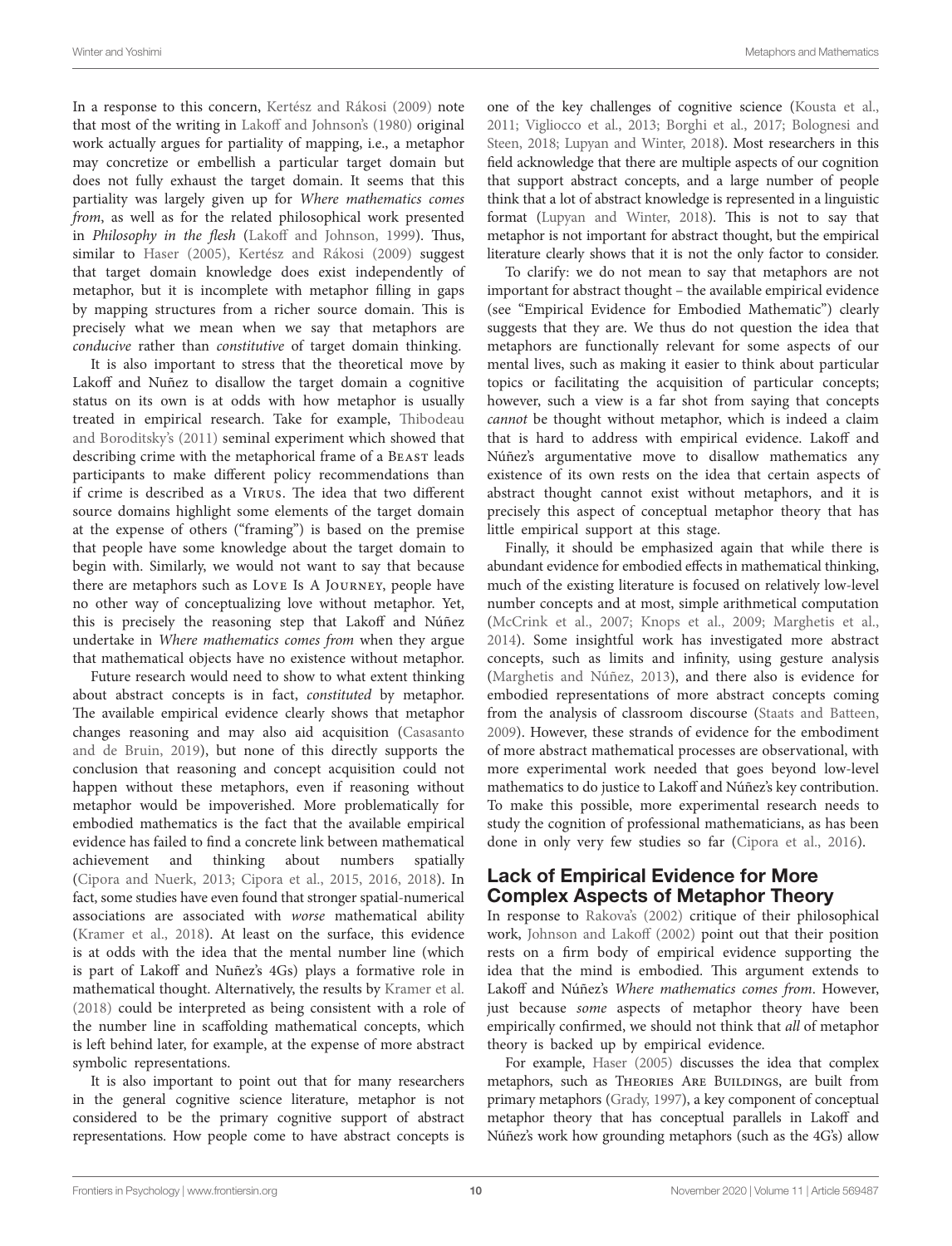In a response to this concern, Kertész and Rákosi (2009) note that most of the writing in Lakoff and Johnson's (1980) original work actually argues for partiality of mapping, i.e., a metaphor may concretize or embellish a particular target domain but does not fully exhaust the target domain. It seems that this partiality was largely given up for *Where mathematics comes from*, as well as for the related philosophical work presented in *Philosophy in the flesh* (Lakoff and Johnson, 1999). Thus, similar to Haser (2005), Kertész and Rákosi (2009) suggest that target domain knowledge does exist independently of metaphor, but it is incomplete with metaphor filling in gaps by mapping structures from a richer source domain. This is precisely what we mean when we say that metaphors are *conducive* rather than *constitutive* of target domain thinking.

It is also important to stress that the theoretical move by Lakoff and Nuñez to disallow the target domain a cognitive status on its own is at odds with how metaphor is usually treated in empirical research. Take for example, Thibodeau and Boroditsky's (2011) seminal experiment which showed that describing crime with the metaphorical frame of a Beast leads participants to make different policy recommendations than if crime is described as a Virus. The idea that two different source domains highlight some elements of the target domain at the expense of others ("framing") is based on the premise that people have some knowledge about the target domain to begin with. Similarly, we would not want to say that because there are metaphors such as Love Is A Journey, people have no other way of conceptualizing love without metaphor. Yet, this is precisely the reasoning step that Lakoff and Núñez undertake in *Where mathematics comes from* when they argue that mathematical objects have no existence without metaphor.

Future research would need to show to what extent thinking about abstract concepts is in fact, *constituted* by metaphor. The available empirical evidence clearly shows that metaphor changes reasoning and may also aid acquisition (Casasanto and de Bruin, 2019), but none of this directly supports the conclusion that reasoning and concept acquisition could not happen without these metaphors, even if reasoning without metaphor would be impoverished. More problematically for embodied mathematics is the fact that the available empirical evidence has failed to find a concrete link between mathematical achievement and thinking about numbers spatially (Cipora and Nuerk, 2013; Cipora et al., 2015, 2016, 2018). In fact, some studies have even found that stronger spatial-numerical associations are associated with *worse* mathematical ability (Kramer et al., 2018). At least on the surface, this evidence is at odds with the idea that the mental number line (which is part of Lakoff and Nuñez's 4Gs) plays a formative role in mathematical thought. Alternatively, the results by Kramer et al. (2018) could be interpreted as being consistent with a role of the number line in scaffolding mathematical concepts, which is left behind later, for example, at the expense of more abstract symbolic representations.

It is also important to point out that for many researchers in the general cognitive science literature, metaphor is not considered to be the primary cognitive support of abstract representations. How people come to have abstract concepts is one of the key challenges of cognitive science (Kousta et al., 2011; Vigliocco et al., 2013; Borghi et al., 2017; Bolognesi and Steen, 2018; Lupyan and Winter, 2018). Most researchers in this field acknowledge that there are multiple aspects of our cognition that support abstract concepts, and a large number of people think that a lot of abstract knowledge is represented in a linguistic format (Lupyan and Winter, 2018). This is not to say that metaphor is not important for abstract thought, but the empirical literature clearly shows that it is not the only factor to consider.

To clarify: we do not mean to say that metaphors are not important for abstract thought – the available empirical evidence (see "Empirical Evidence for Embodied Mathematic") clearly suggests that they are. We thus do not question the idea that metaphors are functionally relevant for some aspects of our mental lives, such as making it easier to think about particular topics or facilitating the acquisition of particular concepts; however, such a view is a far shot from saying that concepts *cannot* be thought without metaphor, which is indeed a claim that is hard to address with empirical evidence. Lakoff and Núñez's argumentative move to disallow mathematics any existence of its own rests on the idea that certain aspects of abstract thought cannot exist without metaphors, and it is precisely this aspect of conceptual metaphor theory that has little empirical support at this stage.

Finally, it should be emphasized again that while there is abundant evidence for embodied effects in mathematical thinking, much of the existing literature is focused on relatively low-level number concepts and at most, simple arithmetical computation (McCrink et al., 2007; Knops et al., 2009; Marghetis et al., 2014). Some insightful work has investigated more abstract concepts, such as limits and infinity, using gesture analysis (Marghetis and Núñez, 2013), and there also is evidence for embodied representations of more abstract concepts coming from the analysis of classroom discourse (Staats and Batteen, 2009). However, these strands of evidence for the embodiment of more abstract mathematical processes are observational, with more experimental work needed that goes beyond low-level mathematics to do justice to Lakoff and Núñez's key contribution. To make this possible, more experimental research needs to study the cognition of professional mathematicians, as has been done in only very few studies so far (Cipora et al., 2016).

## Lack of Empirical Evidence for More Complex Aspects of Metaphor Theory

In response to Rakova's (2002) critique of their philosophical work, Johnson and Lakoff (2002) point out that their position rests on a firm body of empirical evidence supporting the idea that the mind is embodied. This argument extends to Lakoff and Núñez's *Where mathematics comes from*. However, just because *some* aspects of metaphor theory have been empirically confirmed, we should not think that *all* of metaphor theory is backed up by empirical evidence.

For example, Haser (2005) discusses the idea that complex metaphors, such as Theories Are Buildings, are built from primary metaphors (Grady, 1997), a key component of conceptual metaphor theory that has conceptual parallels in Lakoff and Núñez's work how grounding metaphors (such as the 4G's) allow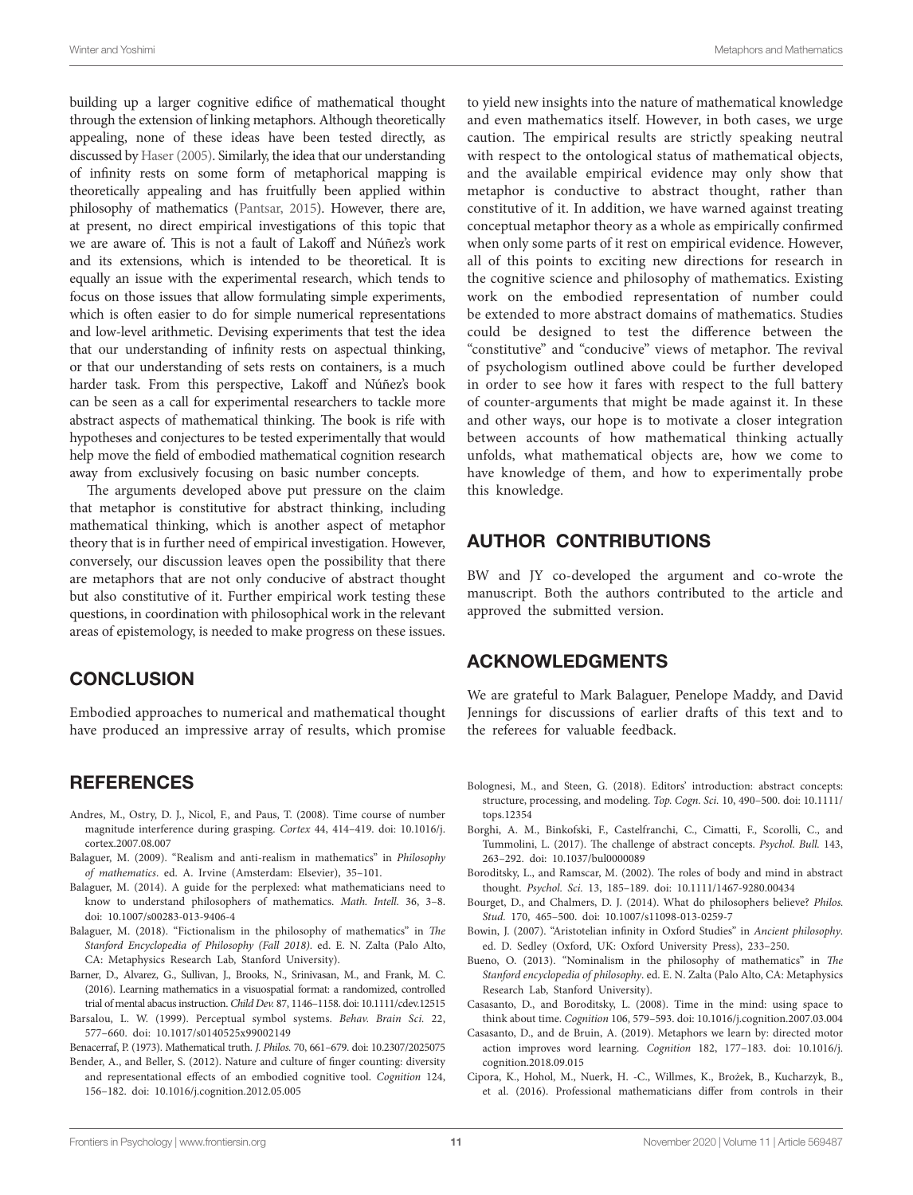building up a larger cognitive edifice of mathematical thought through the extension of linking metaphors. Although theoretically appealing, none of these ideas have been tested directly, as discussed by Haser (2005). Similarly, the idea that our understanding of infinity rests on some form of metaphorical mapping is theoretically appealing and has fruitfully been applied within philosophy of mathematics (Pantsar, 2015). However, there are, at present, no direct empirical investigations of this topic that we are aware of. This is not a fault of Lakoff and Núñez's work and its extensions, which is intended to be theoretical. It is equally an issue with the experimental research, which tends to focus on those issues that allow formulating simple experiments, which is often easier to do for simple numerical representations and low-level arithmetic. Devising experiments that test the idea that our understanding of infinity rests on aspectual thinking, or that our understanding of sets rests on containers, is a much harder task. From this perspective, Lakoff and Núñez's book can be seen as a call for experimental researchers to tackle more abstract aspects of mathematical thinking. The book is rife with hypotheses and conjectures to be tested experimentally that would help move the field of embodied mathematical cognition research away from exclusively focusing on basic number concepts.

The arguments developed above put pressure on the claim that metaphor is constitutive for abstract thinking, including mathematical thinking, which is another aspect of metaphor theory that is in further need of empirical investigation. However, conversely, our discussion leaves open the possibility that there are metaphors that are not only conducive of abstract thought but also constitutive of it. Further empirical work testing these questions, in coordination with philosophical work in the relevant areas of epistemology, is needed to make progress on these issues.

## CONCLUSION

Embodied approaches to numerical and mathematical thought have produced an impressive array of results, which promise to yield new insights into the nature of mathematical knowledge and even mathematics itself. However, in both cases, we urge caution. The empirical results are strictly speaking neutral with respect to the ontological status of mathematical objects, and the available empirical evidence may only show that metaphor is conductive to abstract thought, rather than constitutive of it. In addition, we have warned against treating conceptual metaphor theory as a whole as empirically confirmed when only some parts of it rest on empirical evidence. However, all of this points to exciting new directions for research in the cognitive science and philosophy of mathematics. Existing work on the embodied representation of number could be extended to more abstract domains of mathematics. Studies could be designed to test the difference between the "constitutive" and "conducive" views of metaphor. The revival of psychologism outlined above could be further developed in order to see how it fares with respect to the full battery of counter-arguments that might be made against it. In these and other ways, our hope is to motivate a closer integration between accounts of how mathematical thinking actually unfolds, what mathematical objects are, how we come to have knowledge of them, and how to experimentally probe this knowledge.

## AUTHOR CONTRIBUTIONS

BW and JY co-developed the argument and co-wrote the manuscript. Both the authors contributed to the article and approved the submitted version.

## ACKNOWLEDGMENTS

We are grateful to Mark Balaguer, Penelope Maddy, and David Jennings for discussions of earlier drafts of this text and to the referees for valuable feedback.

## REFERENCES

Andres, M., Ostry, D. J., Nicol, F., and Paus, T. (2008). Time course of number magnitude interference during grasping. *Cortex* 44, 414–419. doi: 10.1016/j.cortex.2007.08.007

Balaguer, M. (2009). "Realism and anti-realism in mathematics" in *Philosophy of mathematics*. ed. A. Irvine (Amsterdam: Elsevier), 35–101.

Balaguer, M. (2014). A guide for the perplexed: what mathematicians need to know to understand philosophers of mathematics. *Math. Intell.* 36, 3–8. doi: 10.1007/s00283-013-9406-4

Balaguer, M. (2018). "Fictionalism in the philosophy of mathematics" in *The Stanford Encyclopedia of Philosophy (Fall 2018)*. ed. E. N. Zalta (Palo Alto, CA: Metaphysics Research Lab, Stanford University).

Barner, D., Alvarez, G., Sullivan, J., Brooks, N., Srinivasan, M., and Frank, M. C. (2016). Learning mathematics in a visuospatial format: a randomized, controlled trial of mental abacus instruction. *Child Dev.* 87, 1146–1158. doi: 10.1111/cdev.12515

Barsalou, L. W. (1999). Perceptual symbol systems. *Behav. Brain Sci.* 22, 577–660. doi: 10.1017/s0140525x99002149

Benacerraf, P. (1973). Mathematical truth. *J. Philos.* 70, 661–679. doi: 10.2307/2025075

Bender, A., and Beller, S. (2012). Nature and culture of finger counting: diversity and representational effects of an embodied cognitive tool. *Cognition* 124, 156–182. doi: 10.1016/j.cognition.2012.05.005

Bolognesi, M., and Steen, G. (2018). Editors' introduction: abstract concepts: structure, processing, and modeling. *Top. Cogn. Sci.* 10, 490–500. doi: 10.1111/tops.12354

Borghi, A. M., Binkofski, F., Castelfranchi, C., Cimatti, F., Scorolli, C., and Tummolini, L. (2017). The challenge of abstract concepts. *Psychol. Bull.* 143, 263–292. doi: 10.1037/bul0000089

Boroditsky, L., and Ramscar, M. (2002). The roles of body and mind in abstract thought. *Psychol. Sci.* 13, 185–189. doi: 10.1111/1467-9280.00434

Bourget, D., and Chalmers, D. J. (2014). What do philosophers believe? *Philos. Stud.* 170, 465–500. doi: 10.1007/s11098-013-0259-7

Bowin, J. (2007). "Aristotelian infinity in Oxford Studies" in *Ancient philosophy*. ed. D. Sedley (Oxford, UK: Oxford University Press), 233–250.

Bueno, O. (2013). "Nominalism in the philosophy of mathematics" in *The Stanford encyclopedia of philosophy*. ed. E. N. Zalta (Palo Alto, CA: Metaphysics Research Lab, Stanford University).

Casasanto, D., and Boroditsky, L. (2008). Time in the mind: using space to think about time. *Cognition* 106, 579–593. doi: 10.1016/j.cognition.2007.03.004

Casasanto, D., and de Bruin, A. (2019). Metaphors we learn by: directed motor action improves word learning. *Cognition* 182, 177–183. doi: 10.1016/j.cognition.2018.09.015

Cipora, K., Hohol, M., Nuerk, H. -C., Willmes, K., Brożek, B., Kucharzyk, B., et al. (2016). Professional mathematicians differ from controls in their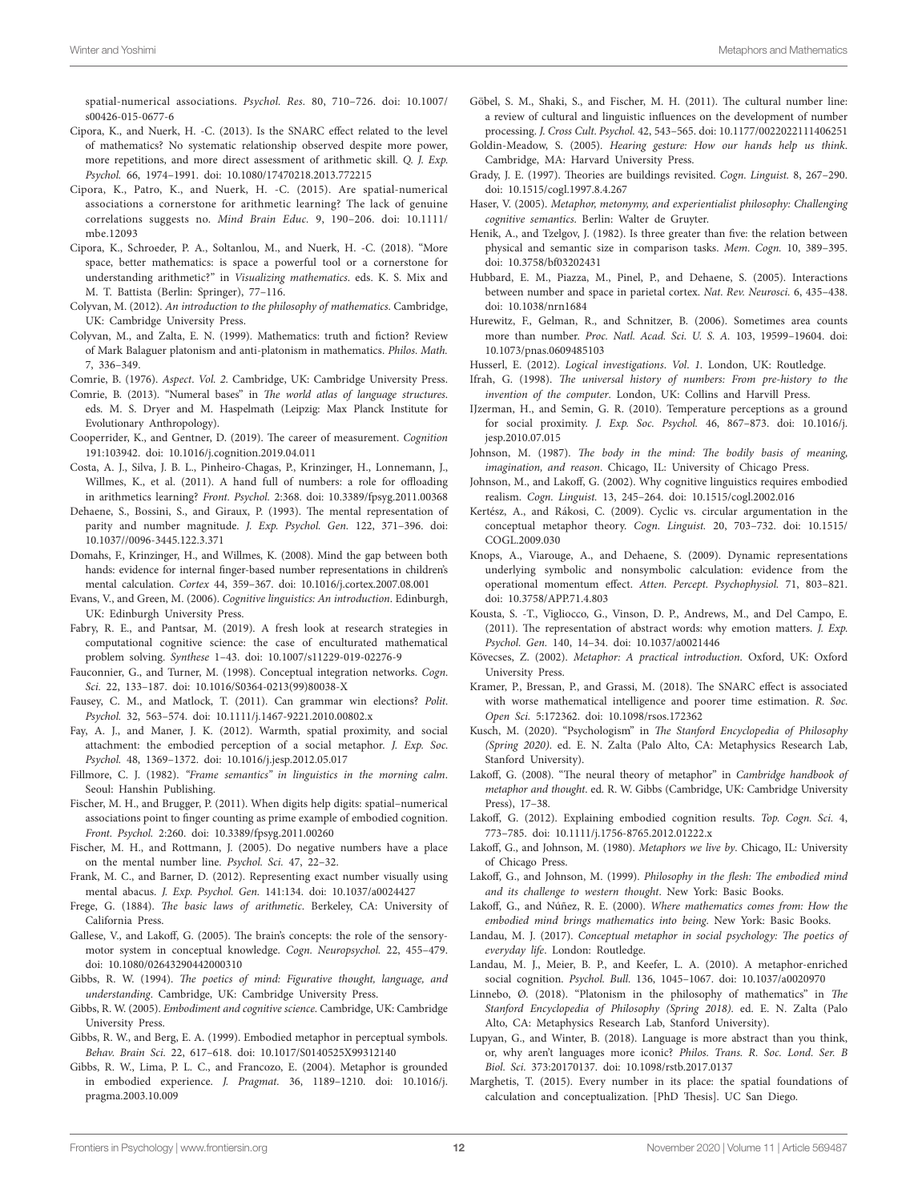spatial-numerical associations. *Psychol. Res.* 80, 710–726. doi: 10.1007/s00426-015-0677-6

Cipora, K., and Nuerk, H. -C. (2013). Is the SNARC effect related to the level of mathematics? No systematic relationship observed despite more power, more repetitions, and more direct assessment of arithmetic skill. *Q. J. Exp. Psychol.* 66, 1974–1991. doi: 10.1080/17470218.2013.772215

Cipora, K., Patro, K., and Nuerk, H. -C. (2015). Are spatial-numerical associations a cornerstone for arithmetic learning? The lack of genuine correlations suggests no. *Mind Brain Educ.* 9, 190–206. doi: 10.1111/mbe.12093

Cipora, K., Schroeder, P. A., Soltanlou, M., and Nuerk, H. -C. (2018). "More space, better mathematics: is space a powerful tool or a cornerstone for understanding arithmetic?" in *Visualizing mathematics*. eds. K. S. Mix and M. T. Battista (Berlin: Springer), 77–116.

Colyvan, M. (2012). *An introduction to the philosophy of mathematics*. Cambridge, UK: Cambridge University Press.

Colyvan, M., and Zalta, E. N. (1999). Mathematics: truth and fiction? Review of Mark Balaguer platonism and anti-platonism in mathematics. *Philos. Math.* 7, 336–349.

Comrie, B. (1976). *Aspect. Vol. 2*. Cambridge, UK: Cambridge University Press.

Comrie, B. (2013). "Numeral bases" in *The world atlas of language structures*. eds. M. S. Dryer and M. Haspelmath (Leipzig: Max Planck Institute for Evolutionary Anthropology).

Cooperrider, K., and Gentner, D. (2019). The career of measurement. *Cognition* 191:103942. doi: 10.1016/j.cognition.2019.04.011

Costa, A. J., Silva, J. B. L., Pinheiro-Chagas, P., Krinzinger, H., Lonnemann, J., Willmes, K., et al. (2011). A hand full of numbers: a role for offloading in arithmetics learning? *Front. Psychol.* 2:368. doi: 10.3389/fpsyg.2011.00368

Dehaene, S., Bossini, S., and Giraux, P. (1993). The mental representation of parity and number magnitude. *J. Exp. Psychol. Gen.* 122, 371–396. doi: 10.1037//0096-3445.122.3.371

Domahs, F., Krinzinger, H., and Willmes, K. (2008). Mind the gap between both hands: evidence for internal finger-based number representations in children's mental calculation. *Cortex* 44, 359–367. doi: 10.1016/j.cortex.2007.08.001

Evans, V., and Green, M. (2006). *Cognitive linguistics: An introduction*. Edinburgh, UK: Edinburgh University Press.

Fabry, R. E., and Pantsar, M. (2019). A fresh look at research strategies in computational cognitive science: the case of enculturated mathematical problem solving. *Synthese* 1–43. doi: 10.1007/s11229-019-02276-9

Fauconnier, G., and Turner, M. (1998). Conceptual integration networks. *Cogn. Sci.* 22, 133–187. doi: 10.1016/S0364-0213(99)80038-X

Fausey, C. M., and Matlock, T. (2011). Can grammar win elections? *Polit. Psychol.* 32, 563–574. doi: 10.1111/j.1467-9221.2010.00802.x

Fay, A. J., and Maner, J. K. (2012). Warmth, spatial proximity, and social attachment: the embodied perception of a social metaphor. *J. Exp. Soc. Psychol.* 48, 1369–1372. doi: 10.1016/j.jesp.2012.05.017

Fillmore, C. J. (1982). *"Frame semantics" in linguistics in the morning calm*. Seoul: Hanshin Publishing.

Fischer, M. H., and Brugger, P. (2011). When digits help digits: spatial–numerical associations point to finger counting as prime example of embodied cognition. *Front. Psychol.* 2:260. doi: 10.3389/fpsyg.2011.00260

Fischer, M. H., and Rottmann, J. (2005). Do negative numbers have a place on the mental number line. *Psychol. Sci.* 47, 22–32.

Frank, M. C., and Barner, D. (2012). Representing exact number visually using mental abacus. *J. Exp. Psychol. Gen.* 141:134. doi: 10.1037/a0024427

Frege, G. (1884). *The basic laws of arithmetic*. Berkeley, CA: University of California Press.

Gallese, V., and Lakoff, G. (2005). The brain's concepts: the role of the sensory-motor system in conceptual knowledge. *Cogn. Neuropsychol.* 22, 455–479. doi: 10.1080/02643290442000310

Gibbs, R. W. (1994). *The poetics of mind: Figurative thought, language, and understanding*. Cambridge, UK: Cambridge University Press.

Gibbs, R. W. (2005). *Embodiment and cognitive science*. Cambridge, UK: Cambridge University Press.

Gibbs, R. W., and Berg, E. A. (1999). Embodied metaphor in perceptual symbols. *Behav. Brain Sci.* 22, 617–618. doi: 10.1017/S0140525X99312140

Gibbs, R. W., Lima, P. L. C., and Francozo, E. (2004). Metaphor is grounded in embodied experience. *J. Pragmat.* 36, 1189–1210. doi: 10.1016/j.pragma.2003.10.009

Göbel, S. M., Shaki, S., and Fischer, M. H. (2011). The cultural number line: a review of cultural and linguistic influences on the development of number processing. *J. Cross Cult. Psychol.* 42, 543–565. doi: 10.1177/0022022111406251

Goldin-Meadow, S. (2005). *Hearing gesture: How our hands help us think*. Cambridge, MA: Harvard University Press.

Grady, J. E. (1997). Theories are buildings revisited. *Cogn. Linguist.* 8, 267–290. doi: 10.1515/cogl.1997.8.4.267

Haser, V. (2005). *Metaphor, metonymy, and experientialist philosophy: Challenging cognitive semantics*. Berlin: Walter de Gruyter.

Henik, A., and Tzelgov, J. (1982). Is three greater than five: the relation between physical and semantic size in comparison tasks. *Mem. Cogn.* 10, 389–395. doi: 10.3758/bf03202431

Hubbard, E. M., Piazza, M., Pinel, P., and Dehaene, S. (2005). Interactions between number and space in parietal cortex. *Nat. Rev. Neurosci.* 6, 435–438. doi: 10.1038/nrn1684

Hurewitz, F., Gelman, R., and Schnitzer, B. (2006). Sometimes area counts more than number. *Proc. Natl. Acad. Sci. U. S. A.* 103, 19599–19604. doi: 10.1073/pnas.0609485103

Husserl, E. (2012). *Logical investigations. Vol. 1*. London, UK: Routledge.

Ifrah, G. (1998). *The universal history of numbers: From pre-history to the invention of the computer*. London, UK: Collins and Harvill Press.

IJzerman, H., and Semin, G. R. (2010). Temperature perceptions as a ground for social proximity. *J. Exp. Soc. Psychol.* 46, 867–873. doi: 10.1016/j.jesp.2010.07.015

Johnson, M. (1987). *The body in the mind: The bodily basis of meaning, imagination, and reason*. Chicago, IL: University of Chicago Press.

Johnson, M., and Lakoff, G. (2002). Why cognitive linguistics requires embodied realism. *Cogn. Linguist.* 13, 245–264. doi: 10.1515/cogl.2002.016

Kertész, A., and Rákosi, C. (2009). Cyclic vs. circular argumentation in the conceptual metaphor theory. *Cogn. Linguist.* 20, 703–732. doi: 10.1515/COGL.2009.030

Knops, A., Viarouge, A., and Dehaene, S. (2009). Dynamic representations underlying symbolic and nonsymbolic calculation: evidence from the operational momentum effect. *Atten. Percept. Psychophysiol.* 71, 803–821. doi: 10.3758/APP.71.4.803

Kousta, S. -T., Vigliocco, G., Vinson, D. P., Andrews, M., and Del Campo, E. (2011). The representation of abstract words: why emotion matters. *J. Exp. Psychol. Gen.* 140, 14–34. doi: 10.1037/a0021446

Kövecses, Z. (2002). *Metaphor: A practical introduction*. Oxford, UK: Oxford University Press.

Kramer, P., Bressan, P., and Grassi, M. (2018). The SNARC effect is associated with worse mathematical intelligence and poorer time estimation. *R. Soc. Open Sci.* 5:172362. doi: 10.1098/rsos.172362

Kusch, M. (2020). "Psychologism" in *The Stanford Encyclopedia of Philosophy (Spring 2020)*. ed. E. N. Zalta (Palo Alto, CA: Metaphysics Research Lab, Stanford University).

Lakoff, G. (2008). "The neural theory of metaphor" in *Cambridge handbook of metaphor and thought*. ed. R. W. Gibbs (Cambridge, UK: Cambridge University Press), 17–38.

Lakoff, G. (2012). Explaining embodied cognition results. *Top. Cogn. Sci.* 4, 773–785. doi: 10.1111/j.1756-8765.2012.01222.x

Lakoff, G., and Johnson, M. (1980). *Metaphors we live by*. Chicago, IL: University of Chicago Press.

Lakoff, G., and Johnson, M. (1999). *Philosophy in the flesh: The embodied mind and its challenge to western thought*. New York: Basic Books.

Lakoff, G., and Núñez, R. E. (2000). *Where mathematics comes from: How the embodied mind brings mathematics into being*. New York: Basic Books.

Landau, M. J. (2017). *Conceptual metaphor in social psychology: The poetics of everyday life*. London: Routledge.

Landau, M. J., Meier, B. P., and Keefer, L. A. (2010). A metaphor-enriched social cognition. *Psychol. Bull.* 136, 1045–1067. doi: 10.1037/a0020970

Linnebo, Ø. (2018). "Platonism in the philosophy of mathematics" in *The Stanford Encyclopedia of Philosophy (Spring 2018)*. ed. E. N. Zalta (Palo Alto, CA: Metaphysics Research Lab, Stanford University).

Lupyan, G., and Winter, B. (2018). Language is more abstract than you think, or, why aren't languages more iconic? *Philos. Trans. R. Soc. Lond. Ser. B Biol. Sci.* 373:20170137. doi: 10.1098/rstb.2017.0137

Marghetis, T. (2015). Every number in its place: the spatial foundations of calculation and conceptualization. [PhD Thesis]. UC San Diego.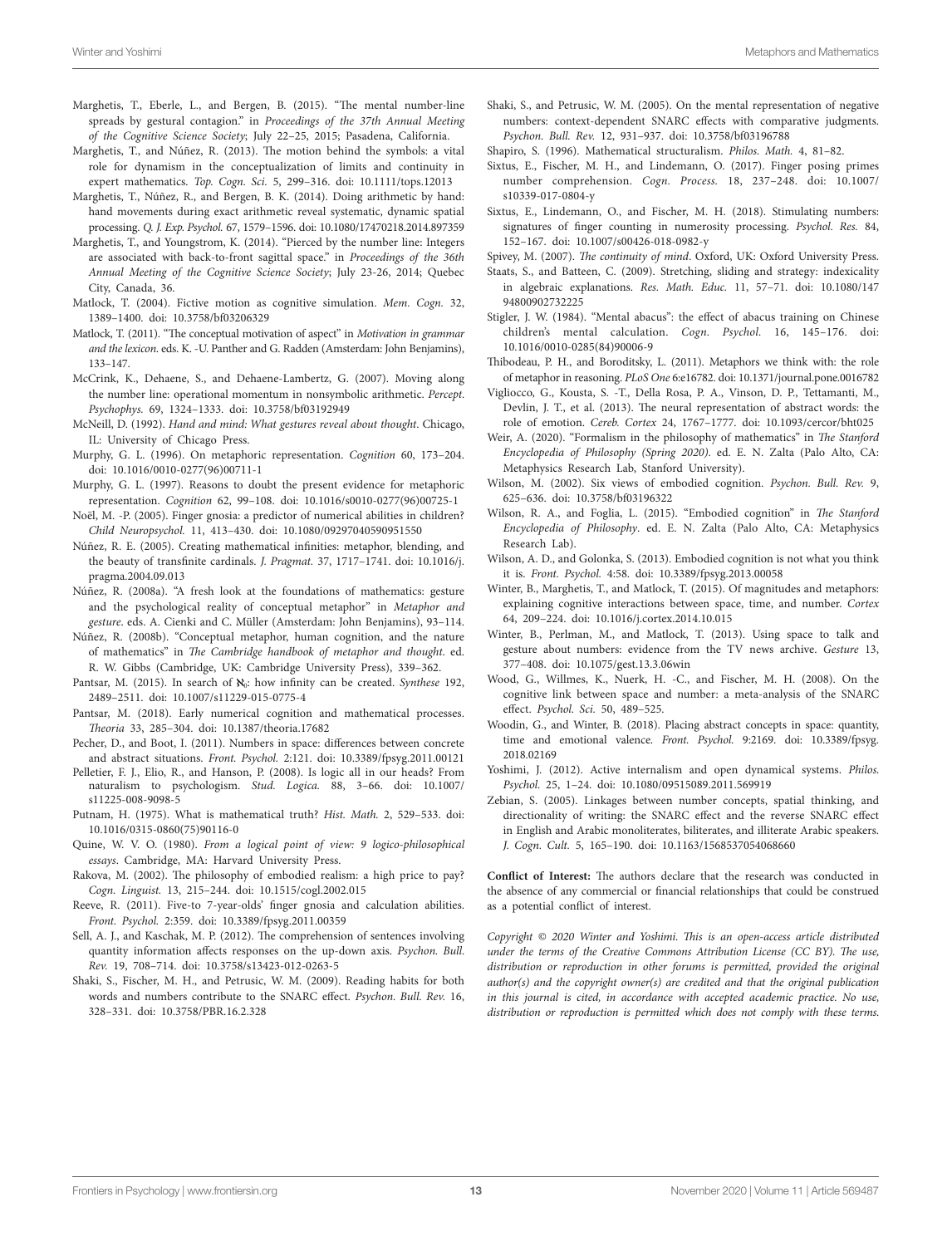Marghetis, T., Eberle, L., and Bergen, B. (2015). "The mental number-line spreads by gestural contagion." in *Proceedings of the 37th Annual Meeting of the Cognitive Science Society*; July 22–25, 2015; Pasadena, California.

Marghetis, T., and Núñez, R. (2013). The motion behind the symbols: a vital role for dynamism in the conceptualization of limits and continuity in expert mathematics. *Top. Cogn. Sci.* 5, 299–316. doi: 10.1111/tops.12013

Marghetis, T., Núñez, R., and Bergen, B. K. (2014). Doing arithmetic by hand: hand movements during exact arithmetic reveal systematic, dynamic spatial processing. *Q. J. Exp. Psychol.* 67, 1579–1596. doi: 10.1080/17470218.2014.897359

Marghetis, T., and Youngstrom, K. (2014). "Pierced by the number line: Integers are associated with back-to-front sagittal space." in *Proceedings of the 36th Annual Meeting of the Cognitive Science Society*; July 23-26, 2014; Quebec City, Canada, 36.

Matlock, T. (2004). Fictive motion as cognitive simulation. *Mem. Cogn.* 32, 1389–1400. doi: 10.3758/bf03206329

Matlock, T. (2011). "The conceptual motivation of aspect" in *Motivation in grammar and the lexicon*. eds. K. -U. Panther and G. Radden (Amsterdam: John Benjamins), 133–147.

McCrink, K., Dehaene, S., and Dehaene-Lambertz, G. (2007). Moving along the number line: operational momentum in nonsymbolic arithmetic. *Percept. Psychophys.* 69, 1324–1333. doi: 10.3758/bf03192949

McNeill, D. (1992). *Hand and mind: What gestures reveal about thought*. Chicago, IL: University of Chicago Press.

Murphy, G. L. (1996). On metaphoric representation. *Cognition* 60, 173–204. doi: 10.1016/0010-0277(96)00711-1

Murphy, G. L. (1997). Reasons to doubt the present evidence for metaphoric representation. *Cognition* 62, 99–108. doi: 10.1016/s0010-0277(96)00725-1

Noël, M. -P. (2005). Finger gnosia: a predictor of numerical abilities in children? *Child Neuropsychol.* 11, 413–430. doi: 10.1080/09297040590951550

Núñez, R. E. (2005). Creating mathematical infinities: metaphor, blending, and the beauty of transfinite cardinals. *J. Pragmat.* 37, 1717–1741. doi: 10.1016/j.pragma.2004.09.013

Núñez, R. (2008a). "A fresh look at the foundations of mathematics: gesture and the psychological reality of conceptual metaphor" in *Metaphor and gesture*. eds. A. Cienki and C. Müller (Amsterdam: John Benjamins), 93–114.

Núñez, R. (2008b). "Conceptual metaphor, human cognition, and the nature of mathematics" in *The Cambridge handbook of metaphor and thought*. ed. R. W. Gibbs (Cambridge, UK: Cambridge University Press), 339–362.

Pantsar, M. (2015). In search of $\aleph_0$: how infinity can be created. *Synthese* 192, 2489–2511. doi: 10.1007/s11229-015-0775-4

Pantsar, M. (2018). Early numerical cognition and mathematical processes. *Theoria* 33, 285–304. doi: 10.1387/theoria.17682

Pecher, D., and Boot, I. (2011). Numbers in space: differences between concrete and abstract situations. *Front. Psychol.* 2:121. doi: 10.3389/fpsyg.2011.00121

Pelletier, F. J., Elio, R., and Hanson, P. (2008). Is logic all in our heads? From naturalism to psychologism. *Stud. Logica.* 88, 3–66. doi: 10.1007/s11225-008-9098-5

Putnam, H. (1975). What is mathematical truth? *Hist. Math.* 2, 529–533. doi: 10.1016/0315-0860(75)90116-0

Quine, W. V. O. (1980). *From a logical point of view: 9 logico-philosophical essays*. Cambridge, MA: Harvard University Press.

Rakova, M. (2002). The philosophy of embodied realism: a high price to pay? *Cogn. Linguist.* 13, 215–244. doi: 10.1515/cogl.2002.015

Reeve, R. (2011). Five-to 7-year-olds' finger gnosia and calculation abilities. *Front. Psychol.* 2:359. doi: 10.3389/fpsyg.2011.00359

Sell, A. J., and Kaschak, M. P. (2012). The comprehension of sentences involving quantity information affects responses on the up-down axis. *Psychon. Bull. Rev.* 19, 708–714. doi: 10.3758/s13423-012-0263-5

Shaki, S., Fischer, M. H., and Petrusic, W. M. (2009). Reading habits for both words and numbers contribute to the SNARC effect. *Psychon. Bull. Rev.* 16, 328–331. doi: 10.3758/PBR.16.2.328

Shaki, S., and Petrusic, W. M. (2005). On the mental representation of negative numbers: context-dependent SNARC effects with comparative judgments. *Psychon. Bull. Rev.* 12, 931–937. doi: 10.3758/bf03196788

Shapiro, S. (1996). Mathematical structuralism. *Philos. Math.* 4, 81–82.

Sixtus, E., Fischer, M. H., and Lindemann, O. (2017). Finger posing primes number comprehension. *Cogn. Process.* 18, 237–248. doi: 10.1007/s10339-017-0804-y

Sixtus, E., Lindemann, O., and Fischer, M. H. (2018). Stimulating numbers: signatures of finger counting in numerosity processing. *Psychol. Res.* 84, 152–167. doi: 10.1007/s00426-018-0982-y

Spivey, M. (2007). *The continuity of mind*. Oxford, UK: Oxford University Press.

Staats, S., and Batteen, C. (2009). Stretching, sliding and strategy: indexicality in algebraic explanations. *Res. Math. Educ.* 11, 57–71. doi: 10.1080/14794800902732225

Stigler, J. W. (1984). "Mental abacus": the effect of abacus training on Chinese children's mental calculation. *Cogn. Psychol.* 16, 145–176. doi: 10.1016/0010-0285(84)90006-9

Thibodeau, P. H., and Boroditsky, L. (2011). Metaphors we think with: the role of metaphor in reasoning. *PLoS One* 6:e16782. doi: 10.1371/journal.pone.0016782

Vigliocco, G., Kousta, S. -T., Della Rosa, P. A., Vinson, D. P., Tettamanti, M., Devlin, J. T., et al. (2013). The neural representation of abstract words: the role of emotion. *Cereb. Cortex* 24, 1767–1777. doi: 10.1093/cercor/bht025

Weir, A. (2020). "Formalism in the philosophy of mathematics" in *The Stanford Encyclopedia of Philosophy (Spring 2020)*. ed. E. N. Zalta (Palo Alto, CA: Metaphysics Research Lab, Stanford University).

Wilson, M. (2002). Six views of embodied cognition. *Psychon. Bull. Rev.* 9, 625–636. doi: 10.3758/bf03196322

Wilson, R. A., and Foglia, L. (2015). "Embodied cognition" in *The Stanford Encyclopedia of Philosophy*. ed. E. N. Zalta (Palo Alto, CA: Metaphysics Research Lab).

Wilson, A. D., and Golonka, S. (2013). Embodied cognition is not what you think it is. *Front. Psychol.* 4:58. doi: 10.3389/fpsyg.2013.00058

Winter, B., Marghetis, T., and Matlock, T. (2015). Of magnitudes and metaphors: explaining cognitive interactions between space, time, and number. *Cortex* 64, 209–224. doi: 10.1016/j.cortex.2014.10.015

Winter, B., Perlman, M., and Matlock, T. (2013). Using space to talk and gesture about numbers: evidence from the TV news archive. *Gesture* 13, 377–408. doi: 10.1075/gest.13.3.06win

Wood, G., Willmes, K., Nuerk, H. -C., and Fischer, M. H. (2008). On the cognitive link between space and number: a meta-analysis of the SNARC effect. *Psychol. Sci.* 50, 489–525.

Woodin, G., and Winter, B. (2018). Placing abstract concepts in space: quantity, time and emotional valence. *Front. Psychol.* 9:2169. doi: 10.3389/fpsyg.2018.02169

Yoshimi, J. (2012). Active internalism and open dynamical systems. *Philos. Psychol.* 25, 1–24. doi: 10.1080/09515089.2011.569919

Zebian, S. (2005). Linkages between number concepts, spatial thinking, and directionality of writing: the SNARC effect and the reverse SNARC effect in English and Arabic monoliterates, biliterates, and illiterate Arabic speakers. *J. Cogn. Cult.* 5, 165–190. doi: 10.1163/1568537054068660

**Conflict of Interest:** The authors declare that the research was conducted in the absence of any commercial or financial relationships that could be construed as a potential conflict of interest.

*Copyright © 2020 Winter and Yoshimi. This is an open-access article distributed under the terms of the Creative Commons Attribution License (CC BY). The use, distribution or reproduction in other forums is permitted, provided the original author(s) and the copyright owner(s) are credited and that the original publication in this journal is cited, in accordance with accepted academic practice. No use, distribution or reproduction is permitted which does not comply with these terms.*